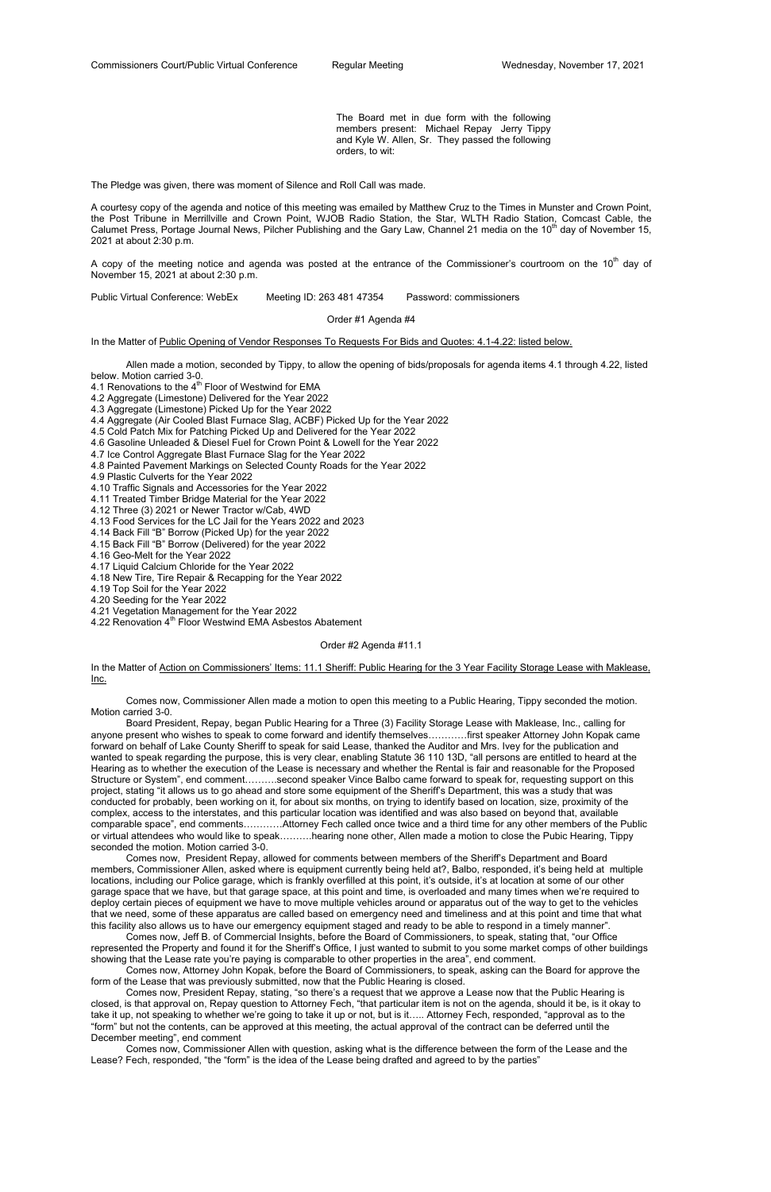The Board met in due form with the following members present: Michael Repay Jerry Tippy and Kyle W. Allen, Sr. They passed the following orders, to wit:

The Pledge was given, there was moment of Silence and Roll Call was made.

A courtesy copy of the agenda and notice of this meeting was emailed by Matthew Cruz to the Times in Munster and Crown Point, the Post Tribune in Merrillville and Crown Point, WJOB Radio Station, the Star, WLTH Radio Station, Comcast Cable, the Calumet Press, Portage Journal News, Pilcher Publishing and the Gary Law, Channel 21 media on the 10th day of November 15, 2021 at about 2:30 p.m.

A copy of the meeting notice and agenda was posted at the entrance of the Commissioner's courtroom on the 10th day of November 15, 2021 at about 2:30 p.m.

Public Virtual Conference: WebEx Meeting ID: 263 481 47354 Password: commissioners

Order #1 Agenda #4

In the Matter of Public Opening of Vendor Responses To Requests For Bids and Quotes: 4.1-4.22: listed below.

Allen made a motion, seconded by Tippy, to allow the opening of bids/proposals for agenda items 4.1 through 4.22, listed below. Motion carried 3-0.

4.1 Renovations to the 4th Floor of Westwind for EMA
4.2 Aggregate (Limestone) Delivered for the Year 2022
4.3 Aggregate (Limestone) Picked Up for the Year 2022
4.4 Aggregate (Air Cooled Blast Furnace Slag, ACBF) Picked Up for the Year 2022
4.5 Cold Patch Mix for Patching Picked Up and Delivered for the Year 2022
4.6 Gasoline Unleaded & Diesel Fuel for Crown Point & Lowell for the Year 2022
4.7 Ice Control Aggregate Blast Furnace Slag for the Year 2022
4.8 Painted Pavement Markings on Selected County Roads for the Year 2022
4.9 Plastic Culverts for the Year 2022
4.10 Traffic Signals and Accessories for the Year 2022
4.11 Treated Timber Bridge Material for the Year 2022
4.12 Three (3) 2021 or Newer Tractor w/Cab, 4WD
4.13 Food Services for the LC Jail for the Years 2022 and 2023
4.14 Back Fill "B" Borrow (Picked Up) for the year 2022
4.15 Back Fill "B" Borrow (Delivered) for the year 2022
4.16 Geo-Melt for the Year 2022
4.17 Liquid Calcium Chloride for the Year 2022
4.18 New Tire, Tire Repair & Recapping for the Year 2022
4.19 Top Soil for the Year 2022
4.20 Seeding for the Year 2022
4.21 Vegetation Management for the Year 2022
4.22 Renovation 4th Floor Westwind EMA Asbestos Abatement

Order #2 Agenda #11.1

In the Matter of Action on Commissioners' Items: 11.1 Sheriff: Public Hearing for the 3 Year Facility Storage Lease with Maklease, Inc.

Comes now, Commissioner Allen made a motion to open this meeting to a Public Hearing, Tippy seconded the motion. Motion carried 3-0.

Board President, Repay, began Public Hearing for a Three (3) Facility Storage Lease with Maklease, Inc., calling for anyone present who wishes to speak to come forward and identify themselves…………first speaker Attorney John Kopak came forward on behalf of Lake County Sheriff to speak for said Lease, thanked the Auditor and Mrs. Ivey for the publication and wanted to speak regarding the purpose, this is very clear, enabling Statute 36 110 13D, "all persons are entitled to heard at the Hearing as to whether the execution of the Lease is necessary and whether the Rental is fair and reasonable for the Proposed Structure or System", end comment……….second speaker Vince Balbo came forward to speak for, requesting support on this project, stating "it allows us to go ahead and store some equipment of the Sheriff's Department, this was a study that was conducted for probably, been working on it, for about six months, on trying to identify based on location, size, proximity of the complex, access to the interstates, and this particular location was identified and was also based on beyond that, available comparable space", end comments…………Attorney Fech called once twice and a third time for any other members of the Public or virtual attendees who would like to speak……….hearing none other, Allen made a motion to close the Pubic Hearing, Tippy seconded the motion. Motion carried 3-0.

Comes now, President Repay, allowed for comments between members of the Sheriff's Department and Board members, Commissioner Allen, asked where is equipment currently being held at?, Balbo, responded, it's being held at multiple locations, including our Police garage, which is frankly overfilled at this point, it's outside, it's at location at some of our other garage space that we have, but that garage space, at this point and time, is overloaded and many times when we're required to deploy certain pieces of equipment we have to move multiple vehicles around or apparatus out of the way to get to the vehicles that we need, some of these apparatus are called based on emergency need and timeliness and at this point and time that what this facility also allows us to have our emergency equipment staged and ready to be able to respond in a timely manner".

Comes now, Jeff B. of Commercial Insights, before the Board of Commissioners, to speak, stating that, "our Office represented the Property and found it for the Sheriff's Office, I just wanted to submit to you some market comps of other buildings showing that the Lease rate you're paying is comparable to other properties in the area", end comment.

Comes now, Attorney John Kopak, before the Board of Commissioners, to speak, asking can the Board for approve the form of the Lease that was previously submitted, now that the Public Hearing is closed.

Comes now, President Repay, stating, "so there's a request that we approve a Lease now that the Public Hearing is closed, is that approval on, Repay question to Attorney Fech, "that particular item is not on the agenda, should it be, is it okay to take it up, not speaking to whether we're going to take it up or not, but is it….. Attorney Fech, responded, "approval as to the "form" but not the contents, can be approved at this meeting, the actual approval of the contract can be deferred until the December meeting", end comment

Comes now, Commissioner Allen with question, asking what is the difference between the form of the Lease and the Lease? Fech, responded, "the "form" is the idea of the Lease being drafted and agreed to by the parties"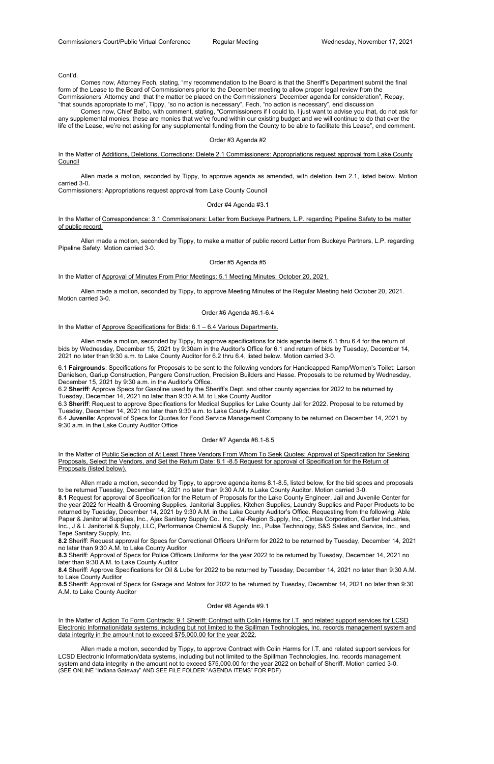Cont'd.

Comes now, Attorney Fech, stating, "my recommendation to the Board is that the Sheriff's Department submit the final form of the Lease to the Board of Commissioners prior to the December meeting to allow proper legal review from the Commissioners' Attorney and that the matter be placed on the Commissioners' December agenda for consideration", Repay, "that sounds appropriate to me", Tippy, "so no action is necessary", Fech, "no action is necessary", end discussion

Comes now, Chief Balbo, with comment, stating, "Commissioners if I could to, I just want to advise you that, do not ask for any supplemental monies, these are monies that we've found within our existing budget and we will continue to do that over the life of the Lease, we're not asking for any supplemental funding from the County to be able to facilitate this Lease", end comment.

Order #3 Agenda #2

In the Matter of Additions, Deletions, Corrections: Delete 2.1 Commissioners: Appropriations request approval from Lake County Council

Allen made a motion, seconded by Tippy, to approve agenda as amended, with deletion item 2.1, listed below. Motion carried 3-0.

Commissioners: Appropriations request approval from Lake County Council

Order #4 Agenda #3.1

In the Matter of Correspondence: 3.1 Commissioners: Letter from Buckeye Partners, L.P. regarding Pipeline Safety to be matter of public record.

Allen made a motion, seconded by Tippy, to make a matter of public record Letter from Buckeye Partners, L.P. regarding Pipeline Safety. Motion carried 3-0.

Order #5 Agenda #5

In the Matter of Approval of Minutes From Prior Meetings: 5.1 Meeting Minutes: October 20, 2021.

Allen made a motion, seconded by Tippy, to approve Meeting Minutes of the Regular Meeting held October 20, 2021. Motion carried 3-0.

Order #6 Agenda #6.1-6.4

In the Matter of Approve Specifications for Bids: 6.1 – 6.4 Various Departments.

Allen made a motion, seconded by Tippy, to approve specifications for bids agenda items 6.1 thru 6.4 for the return of bids by Wednesday, December 15, 2021 by 9:30am in the Auditor's Office for 6.1 and return of bids by Tuesday, December 14, 2021 no later than 9:30 a.m. to Lake County Auditor for 6.2 thru 6.4, listed below. Motion carried 3-0.

6.1 **Fairgrounds**: Specifications for Proposals to be sent to the following vendors for Handicapped Ramp/Women's Toilet: Larson Danielson, Gariup Construction, Pangere Construction, Precision Builders and Hasse. Proposals to be returned by Wednesday, December 15, 2021 by 9:30 a.m. in the Auditor's Office.
6.2 **Sheriff**: Approve Specs for Gasoline used by the Sheriff's Dept. and other county agencies for 2022 to be returned by Tuesday, December 14, 2021 no later than 9:30 A.M. to Lake County Auditor
6.3 **Sheriff**: Request to approve Specifications for Medical Supplies for Lake County Jail for 2022. Proposal to be returned by Tuesday, December 14, 2021 no later than 9:30 a.m. to Lake County Auditor.
6.4 **Juvenile**: Approval of Specs for Quotes for Food Service Management Company to be returned on December 14, 2021 by 9:30 a.m. in the Lake County Auditor Office

Order #7 Agenda #8.1-8.5

In the Matter of Public Selection of At Least Three Vendors From Whom To Seek Quotes: Approval of Specification for Seeking Proposals, Select the Vendors, and Set the Return Date: 8.1 -8.5 Request for approval of Specification for the Return of Proposals (listed below).

Allen made a motion, seconded by Tippy, to approve agenda items 8.1-8.5, listed below, for the bid specs and proposals to be returned Tuesday, December 14, 2021 no later than 9:30 A.M. to Lake County Auditor. Motion carried 3-0.
**8.1** Request for approval of Specification for the Return of Proposals for the Lake County Engineer, Jail and Juvenile Center for the year 2022 for Health & Grooming Supplies, Janitorial Supplies, Kitchen Supplies, Laundry Supplies and Paper Products to be returned by Tuesday, December 14, 2021 by 9:30 A.M. in the Lake County Auditor's Office. Requesting from the following: Able Paper & Janitorial Supplies, Inc., Ajax Sanitary Supply Co., Inc., Cal-Region Supply, Inc., Cintas Corporation, Gurtler Industries, Inc., J & L Janitorial & Supply, LLC, Performance Chemical & Supply, Inc., Pulse Technology, S&S Sales and Service, Inc., and Tepe Sanitary Supply, Inc.
**8.2** Sheriff: Request approval for Specs for Correctional Officers Uniform for 2022 to be returned by Tuesday, December 14, 2021 no later than 9:30 A.M. to Lake County Auditor
**8.3** Sheriff: Approval of Specs for Police Officers Uniforms for the year 2022 to be returned by Tuesday, December 14, 2021 no later than 9:30 A.M. to Lake County Auditor
**8.4** Sheriff: Approve Specifications for Oil & Lube for 2022 to be returned by Tuesday, December 14, 2021 no later than 9:30 A.M. to Lake County Auditor
**8.5** Sheriff: Approval of Specs for Garage and Motors for 2022 to be returned by Tuesday, December 14, 2021 no later than 9:30 A.M. to Lake County Auditor

Order #8 Agenda #9.1

In the Matter of Action To Form Contracts: 9.1 Sheriff: Contract with Colin Harms for I.T. and related support services for LCSD Electronic Information/data systems, including but not limited to the Spillman Technologies, Inc. records management system and data integrity in the amount not to exceed $75,000.00 for the year 2022.

Allen made a motion, seconded by Tippy, to approve Contract with Colin Harms for I.T. and related support services for LCSD Electronic Information/data systems, including but not limited to the Spillman Technologies, Inc. records management system and data integrity in the amount not to exceed $75,000.00 for the year 2022 on behalf of Sheriff. Motion carried 3-0.
(SEE ONLINE "Indiana Gateway" AND SEE FILE FOLDER "AGENDA ITEMS" FOR PDF)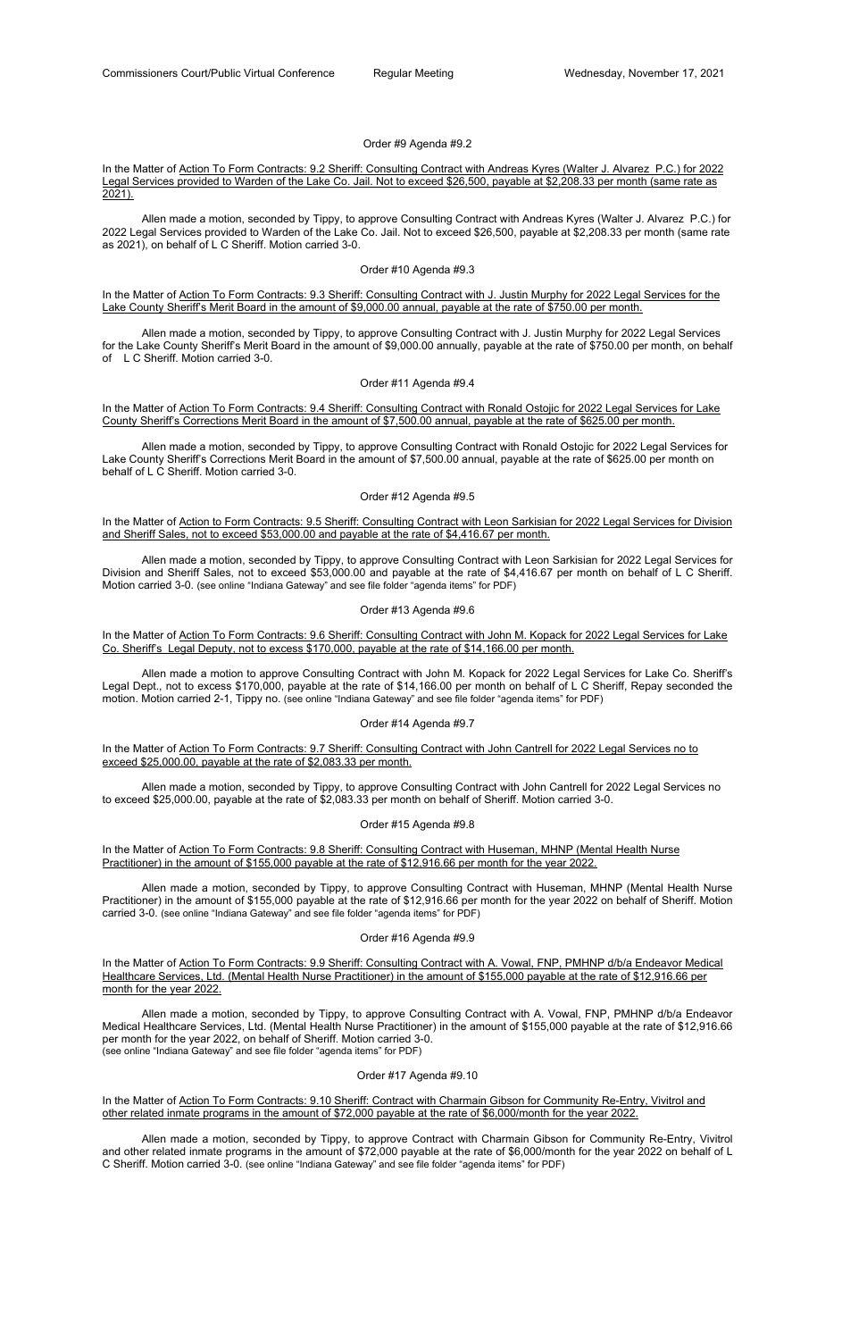Order #9 Agenda #9.2

In the Matter of Action To Form Contracts: 9.2 Sheriff: Consulting Contract with Andreas Kyres (Walter J. Alvarez P.C.) for 2022 Legal Services provided to Warden of the Lake Co. Jail. Not to exceed $26,500, payable at $2,208.33 per month (same rate as 2021).

Allen made a motion, seconded by Tippy, to approve Consulting Contract with Andreas Kyres (Walter J. Alvarez P.C.) for 2022 Legal Services provided to Warden of the Lake Co. Jail. Not to exceed $26,500, payable at $2,208.33 per month (same rate as 2021), on behalf of L C Sheriff. Motion carried 3-0.

Order #10 Agenda #9.3

In the Matter of Action To Form Contracts: 9.3 Sheriff: Consulting Contract with J. Justin Murphy for 2022 Legal Services for the Lake County Sheriff's Merit Board in the amount of $9,000.00 annual, payable at the rate of $750.00 per month.

Allen made a motion, seconded by Tippy, to approve Consulting Contract with J. Justin Murphy for 2022 Legal Services for the Lake County Sheriff's Merit Board in the amount of $9,000.00 annually, payable at the rate of $750.00 per month, on behalf of L C Sheriff. Motion carried 3-0.

Order #11 Agenda #9.4

In the Matter of Action To Form Contracts: 9.4 Sheriff: Consulting Contract with Ronald Ostojic for 2022 Legal Services for Lake County Sheriff's Corrections Merit Board in the amount of $7,500.00 annual, payable at the rate of $625.00 per month.

Allen made a motion, seconded by Tippy, to approve Consulting Contract with Ronald Ostojic for 2022 Legal Services for Lake County Sheriff's Corrections Merit Board in the amount of $7,500.00 annual, payable at the rate of $625.00 per month on behalf of L C Sheriff. Motion carried 3-0.

Order #12 Agenda #9.5

In the Matter of Action to Form Contracts: 9.5 Sheriff: Consulting Contract with Leon Sarkisian for 2022 Legal Services for Division and Sheriff Sales, not to exceed $53,000.00 and payable at the rate of $4,416.67 per month.

Allen made a motion, seconded by Tippy, to approve Consulting Contract with Leon Sarkisian for 2022 Legal Services for Division and Sheriff Sales, not to exceed $53,000.00 and payable at the rate of $4,416.67 per month on behalf of L C Sheriff. Motion carried 3-0. (see online "Indiana Gateway" and see file folder "agenda items" for PDF)

Order #13 Agenda #9.6

In the Matter of Action To Form Contracts: 9.6 Sheriff: Consulting Contract with John M. Kopack for 2022 Legal Services for Lake Co. Sheriff's Legal Deputy, not to excess $170,000, payable at the rate of $14,166.00 per month.

Allen made a motion to approve Consulting Contract with John M. Kopack for 2022 Legal Services for Lake Co. Sheriff's Legal Dept., not to excess $170,000, payable at the rate of $14,166.00 per month on behalf of L C Sheriff, Repay seconded the motion. Motion carried 2-1, Tippy no. (see online "Indiana Gateway" and see file folder "agenda items" for PDF)

Order #14 Agenda #9.7

In the Matter of Action To Form Contracts: 9.7 Sheriff: Consulting Contract with John Cantrell for 2022 Legal Services no to exceed $25,000.00, payable at the rate of $2,083.33 per month.

Allen made a motion, seconded by Tippy, to approve Consulting Contract with John Cantrell for 2022 Legal Services no to exceed $25,000.00, payable at the rate of $2,083.33 per month on behalf of Sheriff. Motion carried 3-0.

Order #15 Agenda #9.8

In the Matter of Action To Form Contracts: 9.8 Sheriff: Consulting Contract with Huseman, MHNP (Mental Health Nurse Practitioner) in the amount of $155,000 payable at the rate of $12,916.66 per month for the year 2022.

Allen made a motion, seconded by Tippy, to approve Consulting Contract with Huseman, MHNP (Mental Health Nurse Practitioner) in the amount of $155,000 payable at the rate of $12,916.66 per month for the year 2022 on behalf of Sheriff. Motion carried 3-0. (see online "Indiana Gateway" and see file folder "agenda items" for PDF)

Order #16 Agenda #9.9

In the Matter of Action To Form Contracts: 9.9 Sheriff: Consulting Contract with A. Vowal, FNP, PMHNP d/b/a Endeavor Medical Healthcare Services, Ltd. (Mental Health Nurse Practitioner) in the amount of $155,000 payable at the rate of $12,916.66 per month for the year 2022.

Allen made a motion, seconded by Tippy, to approve Consulting Contract with A. Vowal, FNP, PMHNP d/b/a Endeavor Medical Healthcare Services, Ltd. (Mental Health Nurse Practitioner) in the amount of $155,000 payable at the rate of $12,916.66 per month for the year 2022, on behalf of Sheriff. Motion carried 3-0.
(see online "Indiana Gateway" and see file folder "agenda items" for PDF)

Order #17 Agenda #9.10

In the Matter of Action To Form Contracts: 9.10 Sheriff: Contract with Charmain Gibson for Community Re-Entry, Vivitrol and other related inmate programs in the amount of $72,000 payable at the rate of $6,000/month for the year 2022.

Allen made a motion, seconded by Tippy, to approve Contract with Charmain Gibson for Community Re-Entry, Vivitrol and other related inmate programs in the amount of $72,000 payable at the rate of $6,000/month for the year 2022 on behalf of L C Sheriff. Motion carried 3-0. (see online "Indiana Gateway" and see file folder "agenda items" for PDF)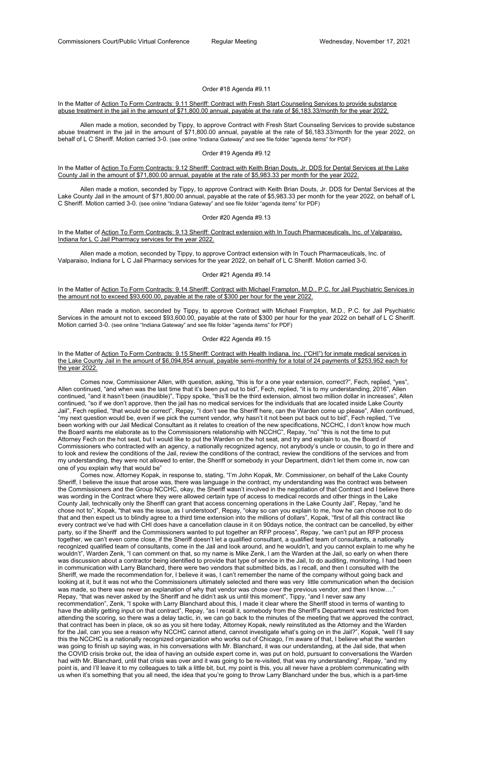### Order #18 Agenda #9.11

In the Matter of <u>Action To Form Contracts: 9.11 Sheriff: Contract with Fresh Start Counseling Services to provide substance abuse treatment in the jail in the amount of $71,800.00 annual, payable at the rate of $6,183.33/month for the year 2022.</u>

Allen made a motion, seconded by Tippy, to approve Contract with Fresh Start Counseling Services to provide substance abuse treatment in the jail in the amount of $71,800.00 annual, payable at the rate of $6,183.33/month for the year 2022, on behalf of L C Sheriff. Motion carried 3-0. (see online "Indiana Gateway" and see file folder "agenda items" for PDF)

### Order #19 Agenda #9.12

In the Matter of <u>Action To Form Contracts: 9.12 Sheriff: Contract with Keith Brian Douts, Jr. DDS for Dental Services at the Lake County Jail in the amount of $71,800.00 annual, payable at the rate of $5,983.33 per month for the year 2022.</u>

Allen made a motion, seconded by Tippy, to approve Contract with Keith Brian Douts, Jr. DDS for Dental Services at the Lake County Jail in the amount of $71,800.00 annual, payable at the rate of $5,983.33 per month for the year 2022, on behalf of L C Sheriff. Motion carried 3-0. (see online "Indiana Gateway" and see file folder "agenda items" for PDF)

### Order #20 Agenda #9.13

In the Matter of <u>Action To Form Contracts: 9.13 Sheriff: Contract extension with In Touch Pharmaceuticals, Inc. of Valparaiso, Indiana for L C Jail Pharmacy services for the year 2022.</u>

Allen made a motion, seconded by Tippy, to approve Contract extension with In Touch Pharmaceuticals, Inc. of Valparaiso, Indiana for L C Jail Pharmacy services for the year 2022, on behalf of L C Sheriff. Motion carried 3-0.

### Order #21 Agenda #9.14

In the Matter of <u>Action To Form Contracts: 9.14 Sheriff: Contract with Michael Frampton, M.D., P.C. for Jail Psychiatric Services in the amount not to exceed $93,600.00, payable at the rate of $300 per hour for the year 2022.</u>

Allen made a motion, seconded by Tippy, to approve Contract with Michael Frampton, M.D., P.C. for Jail Psychiatric Services in the amount not to exceed $93,600.00, payable at the rate of $300 per hour for the year 2022 on behalf of L C Sheriff. Motion carried 3-0. (see online "Indiana Gateway" and see file folder "agenda items" for PDF)

### Order #22 Agenda #9.15

In the Matter of <u>Action To Form Contracts: 9.15 Sheriff: Contract with Health Indiana, Inc. ("CHI") for inmate medical services in the Lake County Jail in the amount of $6,094,854 annual, payable semi-monthly for a total of 24 payments of $253,952 each for the year 2022.</u>

Comes now, Commissioner Allen, with question, asking, "this is for a one year extension, correct?", Fech, replied, "yes", Allen continued, "and when was the last time that it's been put out to bid", Fech, replied, "it is to my understanding, 2016", Allen continued, "and it hasn't been (inaudible)", Tippy spoke, "this'll be the third extension, almost two million dollar in increases", Allen continued, "so if we don't approve, then the jail has no medical services for the individuals that are located inside Lake County Jail", Fech replied, "that would be correct", Repay, "I don't see the Sheriff here, can the Warden come up please", Allen continued, "my next question would be, even if we pick the current vendor, why hasn't it not been put back out to bid", Fech replied, "I've been working with our Jail Medical Consultant as it relates to creation of the new specifications, NCCHC, I don't know how much the Board wants me elaborate as to the Commissioners relationship with NCCHC", Repay, "no" "this is not the time to put Attorney Fech on the hot seat, but I would like to put the Warden on the hot seat, and try and explain to us, the Board of Commissioners who contracted with an agency, a nationally recognized agency, not anybody's uncle or cousin, to go in there and to look and review the conditions of the Jail, review the conditions of the contract, review the conditions of the services and from my understanding, they were not allowed to enter, the Sheriff or somebody in your Department, didn't let them come in, now can one of you explain why that would be"

Comes now, Attorney Kopak, in response to, stating, "I'm John Kopak, Mr. Commissioner, on behalf of the Lake County Sheriff, I believe the issue that arose was, there was language in the contract, my understanding was the contract was between the Commissioners and the Group NCCHC, okay, the Sheriff wasn't involved in the negotiation of that Contract and I believe there was wording in the Contract where they were allowed certain type of access to medical records and other things in the Lake County Jail, technically only the Sheriff can grant that access concerning operations in the Lake County Jail", Repay, "and he chose not to", Kopak, "that was the issue, as I understood", Repay, "okay so can you explain to me, how he can choose not to do that and then expect us to blindly agree to a third time extension into the millions of dollars", Kopak, "first of all this contract like every contract we've had with CHI does have a cancellation clause in it on 90days notice, the contract can be cancelled, by either party, so if the Sheriff and the Commissioners wanted to put together an RFP process", Repay, "we can't put an RFP process together, we can't even come close, if the Sheriff doesn't let a qualified consultant, a qualified team of consultants, a nationally recognized qualified team of consultants, come in the Jail and look around, and he wouldn't, and you cannot explain to me why he wouldn't", Warden Zenk, "I can comment on that, so my name is Mike Zenk, I am the Warden at the Jail, so early on when there was discussion about a contractor being identified to provide that type of service in the Jail, to do auditing, monitoring, I had been in communication with Larry Blanchard, there were two vendors that submitted bids, as I recall, and then I consulted with the Sheriff, we made the recommendation for, I believe it was, I can't remember the name of the company without going back and looking at it, but it was not who the Commissioners ultimately selected and there was very little communication when the decision was made, so there was never an explanation of why that vendor was chose over the previous vendor, and then I know…." Repay, "that was never asked by the Sheriff and he didn't ask us until this moment", Tippy, "and I never saw any recommendation", Zenk, "I spoke with Larry Blanchard about this, I made it clear where the Sheriff stood in terms of wanting to have the ability getting input on that contract", Repay, "as I recall it, somebody from the Sheriff's Department was restricted from attending the scoring, so there was a delay tactic, in, we can go back to the minutes of the meeting that we approved the contract, that contract has been in place, ok so as you sit here today, Attorney Kopak, newly reinstituted as the Attorney and the Warden for the Jail, can you see a reason why NCCHC cannot attend, cannot investigate what's going on in the Jail?", Kopak, "well I'll say this the NCCHC is a nationally recognized organization who works out of Chicago, I'm aware of that, I believe what the warden was going to finish up saying was, in his conversations with Mr. Blanchard, it was our understanding, at the Jail side, that when the COVID crisis broke out, the idea of having an outside expert come in, was put on hold, pursuant to conversations the Warden had with Mr. Blanchard, until that crisis was over and it was going to be re-visited, that was my understanding", Repay, "and my point is, and I'll leave it to my colleagues to talk a little bit, but, my point is this, you all never have a problem communicating with us when it's something that you all need, the idea that you're going to throw Larry Blanchard under the bus, which is a part-time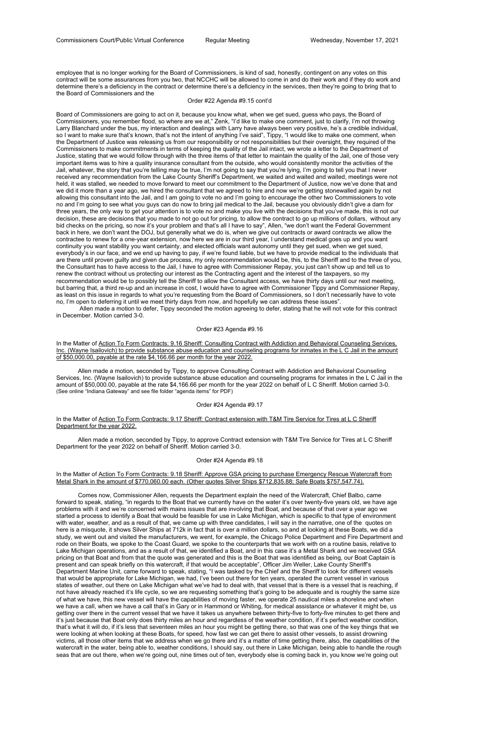employee that is no longer working for the Board of Commissioners, is kind of sad, honestly, contingent on any votes on this contract will be some assurances from you two, that NCCHC will be allowed to come in and do their work and if they do work and determine there's a deficiency in the contract or determine there's a deficiency in the services, then they're going to bring that to the Board of Commissioners and the

Order #22 Agenda #9.15 cont'd

Board of Commissioners are going to act on it, because you know what, when we get sued, guess who pays, the Board of Commissioners, you remember flood, so where are we at," Zenk, "I'd like to make one comment, just to clarify, I'm not throwing Larry Blanchard under the bus, my interaction and dealings with Larry have always been very positive, he's a credible individual, so I want to make sure that's known, that's not the intent of anything I've said", Tippy, "I would like to make one comment, when the Department of Justice was releasing us from our responsibility or not responsibilities but their oversight, they required of the Commissioners to make commitments in terms of keeping the quality of the Jail intact, we wrote a letter to the Department of Justice, stating that we would follow through with the three items of that letter to maintain the quality of the Jail, one of those very important items was to hire a quality insurance consultant from the outside, who would consistently monitor the activities of the Jail, whatever, the story that you're telling may be true, I'm not going to say that you're lying, I'm going to tell you that I never received any recommendation from the Lake County Sheriff's Department, we waited and waited and waited, meetings were not held, it was stalled, we needed to move forward to meet our commitment to the Department of Justice, now we've done that and we did it more than a year ago, we hired the consultant that we agreed to hire and now we're getting stonewalled again by not allowing this consultant into the Jail, and I am going to vote no and I'm going to encourage the other two Commissioners to vote no and I'm going to see what you guys can do now to bring jail medical to the Jail, because you obviously didn't give a darn for three years, the only way to get your attention is to vote no and make you live with the decisions that you've made, this is not our decision, these are decisions that you made to not go out for pricing, to allow the contract to go up millions of dollars, without any bid checks on the pricing, so now it's your problem and that's all I have to say", Allen, "we don't want the Federal Government back in here, we don't want the DOJ, but generally what we do is, when we give out contracts or award contracts we allow the contractee to renew for a one-year extension, now here we are in our third year, I understand medical goes up and you want continuity you want stability you want certainty, and elected officials want autonomy until they get sued, when we get sued, everybody's in our face, and we end up having to pay, if we're found liable, but we have to provide medical to the individuals that are there until proven guilty and given due process, my only recommendation would be, this, to the Sheriff and to the three of you, the Consultant has to have access to the Jail, I have to agree with Commissioner Repay, you just can't show up and tell us to renew the contract without us protecting our interest as the Contracting agent and the interest of the taxpayers, so my recommendation would be to possibly tell the Sheriff to allow the Consultant access, we have thirty days until our next meeting, but barring that, a third re-up and an increase in cost, I would have to agree with Commissioner Tippy and Commissioner Repay, as least on this issue in regards to what you're requesting from the Board of Commissioners, so I don't necessarily have to vote no, I'm open to deferring it until we meet thirty days from now, and hopefully we can address these issues".

Allen made a motion to defer, Tippy seconded the motion agreeing to defer, stating that he will not vote for this contract in December. Motion carried 3-0.

Order #23 Agenda #9.16

In the Matter of Action To Form Contracts: 9.16 Sheriff: Consulting Contract with Addiction and Behavioral Counseling Services, Inc. (Wayne Isailovich) to provide substance abuse education and counseling programs for inmates in the L C Jail in the amount of $50,000.00, payable at the rate $4,166.66 per month for the year 2022.

Allen made a motion, seconded by Tippy, to approve Consulting Contract with Addiction and Behavioral Counseling Services, Inc. (Wayne Isailovich) to provide substance abuse education and counseling programs for inmates in the L C Jail in the amount of $50,000.00, payable at the rate $4,166.66 per month for the year 2022 on behalf of L C Sheriff. Motion carried 3-0. (See online "Indiana Gateway" and see file folder "agenda items" for PDF)

Order #24 Agenda #9.17

In the Matter of Action To Form Contracts: 9.17 Sheriff: Contract extension with T&M Tire Service for Tires at L C Sheriff Department for the year 2022.

Allen made a motion, seconded by Tippy, to approve Contract extension with T&M Tire Service for Tires at L C Sheriff Department for the year 2022 on behalf of Sheriff. Motion carried 3-0.

Order #24 Agenda #9.18

In the Matter of Action To Form Contracts: 9.18 Sheriff: Approve GSA pricing to purchase Emergency Rescue Watercraft from Metal Shark in the amount of $770,060.00 each. (Other quotes Silver Ships $712,835.88; Safe Boats $757,547.74).

Comes now, Commissioner Allen, requests the Department explain the need of the Watercraft, Chief Balbo, came forward to speak, stating, "in regards to the Boat that we currently have on the water it's over twenty-five years old, we have age problems with it and we're concerned with mains issues that are involving that Boat, and because of that over a year ago we started a process to identify a Boat that would be feasible for use in Lake Michigan, which is specific to that type of environment with water, weather, and as a result of that, we came up with three candidates, I will say in the narrative, one of the quotes on here is a misquote, it shows Silver Ships at 712k in fact that is over a million dollars, so and at looking at these Boats, we did a study, we went out and visited the manufacturers, we went, for example, the Chicago Police Department and Fire Department and rode on their Boats, we spoke to the Coast Guard, we spoke to the counterparts that we work with on a routine basis, relative to Lake Michigan operations, and as a result of that, we identified a Boat, and in this case it's a Metal Shark and we received GSA pricing on that Boat and from that the quote was generated and this is the Boat that was identified as being, our Boat Captain is present and can speak briefly on this watercraft, if that would be acceptable", Officer Jim Weller, Lake County Sheriff's Department Marine Unit, came forward to speak, stating, "I was tasked by the Chief and the Sheriff to look for different vessels that would be appropriate for Lake Michigan, we had, I've been out there for ten years, operated the current vessel in various states of weather, out there on Lake Michigan what we've had to deal with, that vessel that is there is a vessel that is reaching, if not have already reached it's life cycle, so we are requesting something that's going to be adequate and is roughly the same size of what we have, this new vessel will have the capabilities of moving faster, we operate 25 nautical miles a shoreline and when we have a call, when we have a call that's in Gary or in Hammond or Whiting, for medical assistance or whatever it might be, us getting over there in the current vessel that we have it takes us anywhere between thirty-five to forty-five minutes to get there and it's just because that Boat only does thirty miles an hour and regardless of the weather condition, if it's perfect weather condition, that's what it will do, if it's less that seventeen miles an hour you might be getting there, so that was one of the key things that we were looking at when looking at these Boats, for speed, how fast we can get there to assist other vessels, to assist drowning victims, all those other items that we address when we go there and it's a matter of time getting there, also, the capabilities of the watercraft in the water, being able to, weather conditions, I should say, out there in Lake Michigan, being able to handle the rough seas that are out there, when we're going out, nine times out of ten, everybody else is coming back in, you know we're going out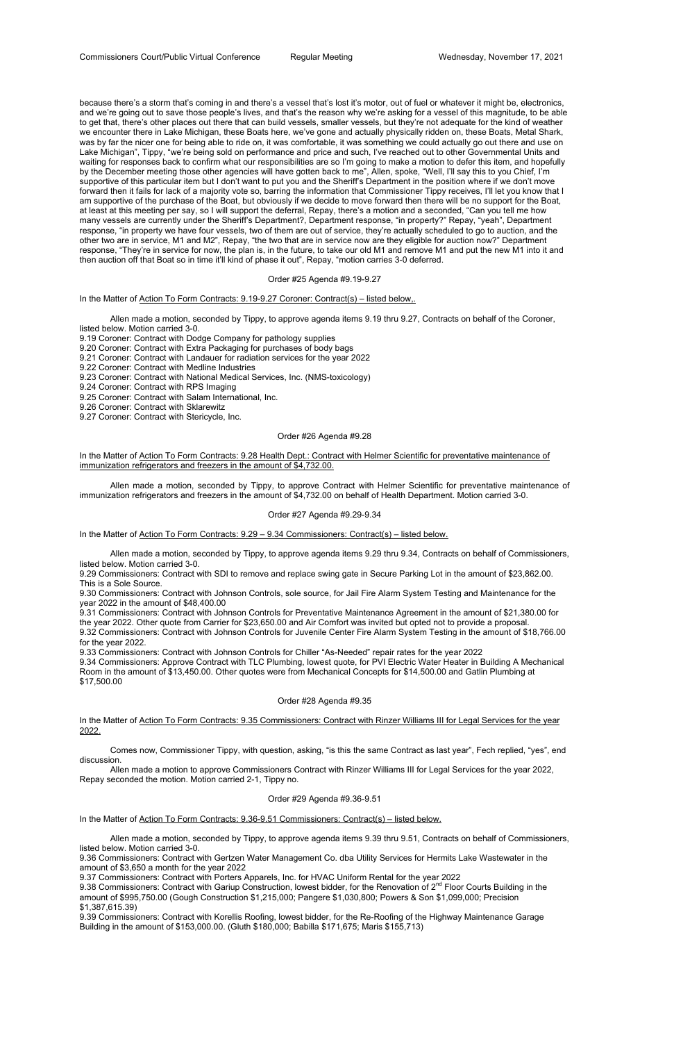because there's a storm that's coming in and there's a vessel that's lost it's motor, out of fuel or whatever it might be, electronics, and we're going out to save those people's lives, and that's the reason why we're asking for a vessel of this magnitude, to be able to get that, there's other places out there that can build vessels, smaller vessels, but they're not adequate for the kind of weather we encounter there in Lake Michigan, these Boats here, we've gone and actually physically ridden on, these Boats, Metal Shark, was by far the nicer one for being able to ride on, it was comfortable, it was something we could actually go out there and use on Lake Michigan", Tippy, "we're being sold on performance and price and such, I've reached out to other Governmental Units and waiting for responses back to confirm what our responsibilities are so I'm going to make a motion to defer this item, and hopefully by the December meeting those other agencies will have gotten back to me", Allen, spoke, "Well, I'll say this to you Chief, I'm supportive of this particular item but I don't want to put you and the Sheriff's Department in the position where if we don't move forward then it fails for lack of a majority vote so, barring the information that Commissioner Tippy receives, I'll let you know that I am supportive of the purchase of the Boat, but obviously if we decide to move forward then there will be no support for the Boat, at least at this meeting per say, so I will support the deferral, Repay, there's a motion and a seconded, "Can you tell me how many vessels are currently under the Sheriff's Department?, Department response, "in property?" Repay, "yeah", Department response, "in property we have four vessels, two of them are out of service, they're actually scheduled to go to auction, and the other two are in service, M1 and M2", Repay, "the two that are in service now are they eligible for auction now?" Department response, "They're in service for now, the plan is, in the future, to take our old M1 and remove M1 and put the new M1 into it and then auction off that Boat so in time it'll kind of phase it out", Repay, "motion carries 3-0 deferred.

Order #25 Agenda #9.19-9.27

In the Matter of Action To Form Contracts: 9.19-9.27 Coroner: Contract(s) – listed below,.

Allen made a motion, seconded by Tippy, to approve agenda items 9.19 thru 9.27, Contracts on behalf of the Coroner, listed below. Motion carried 3-0.

9.19 Coroner: Contract with Dodge Company for pathology supplies
9.20 Coroner: Contract with Extra Packaging for purchases of body bags
9.21 Coroner: Contract with Landauer for radiation services for the year 2022
9.22 Coroner: Contract with Medline Industries
9.23 Coroner: Contract with National Medical Services, Inc. (NMS-toxicology)
9.24 Coroner: Contract with RPS Imaging
9.25 Coroner: Contract with Salam International, Inc.
9.26 Coroner: Contract with Sklarewitz
9.27 Coroner: Contract with Stericycle, Inc.

Order #26 Agenda #9.28

In the Matter of Action To Form Contracts: 9.28 Health Dept.: Contract with Helmer Scientific for preventative maintenance of immunization refrigerators and freezers in the amount of $4,732.00.

Allen made a motion, seconded by Tippy, to approve Contract with Helmer Scientific for preventative maintenance of immunization refrigerators and freezers in the amount of $4,732.00 on behalf of Health Department. Motion carried 3-0.

Order #27 Agenda #9.29-9.34

In the Matter of Action To Form Contracts: 9.29 – 9.34 Commissioners: Contract(s) – listed below.

Allen made a motion, seconded by Tippy, to approve agenda items 9.29 thru 9.34, Contracts on behalf of Commissioners, listed below. Motion carried 3-0.

9.29 Commissioners: Contract with SDI to remove and replace swing gate in Secure Parking Lot in the amount of $23,862.00. This is a Sole Source.
9.30 Commissioners: Contract with Johnson Controls, sole source, for Jail Fire Alarm System Testing and Maintenance for the year 2022 in the amount of $48,400.00
9.31 Commissioners: Contract with Johnson Controls for Preventative Maintenance Agreement in the amount of $21,380.00 for the year 2022. Other quote from Carrier for $23,650.00 and Air Comfort was invited but opted not to provide a proposal.
9.32 Commissioners: Contract with Johnson Controls for Juvenile Center Fire Alarm System Testing in the amount of $18,766.00 for the year 2022.
9.33 Commissioners: Contract with Johnson Controls for Chiller "As-Needed" repair rates for the year 2022
9.34 Commissioners: Approve Contract with TLC Plumbing, lowest quote, for PVI Electric Water Heater in Building A Mechanical Room in the amount of $13,450.00. Other quotes were from Mechanical Concepts for $14,500.00 and Gatlin Plumbing at $17,500.00

Order #28 Agenda #9.35

In the Matter of Action To Form Contracts: 9.35 Commissioners: Contract with Rinzer Williams III for Legal Services for the year 2022.

Comes now, Commissioner Tippy, with question, asking, "is this the same Contract as last year", Fech replied, "yes", end discussion.

Allen made a motion to approve Commissioners Contract with Rinzer Williams III for Legal Services for the year 2022, Repay seconded the motion. Motion carried 2-1, Tippy no.

Order #29 Agenda #9.36-9.51

In the Matter of Action To Form Contracts: 9.36-9.51 Commissioners: Contract(s) – listed below.

Allen made a motion, seconded by Tippy, to approve agenda items 9.39 thru 9.51, Contracts on behalf of Commissioners, listed below. Motion carried 3-0.

9.36 Commissioners: Contract with Gertzen Water Management Co. dba Utility Services for Hermits Lake Wastewater in the amount of $3,650 a month for the year 2022
9.37 Commissioners: Contract with Porters Apparels, Inc. for HVAC Uniform Rental for the year 2022
9.38 Commissioners: Contract with Gariup Construction, lowest bidder, for the Renovation of 2nd Floor Courts Building in the amount of $995,750.00 (Gough Construction $1,215,000; Pangere $1,030,800; Powers & Son $1,099,000; Precision $1,387,615.39)
9.39 Commissioners: Contract with Korellis Roofing, lowest bidder, for the Re-Roofing of the Highway Maintenance Garage Building in the amount of $153,000.00. (Gluth $180,000; Babilla $171,675; Maris $155,713)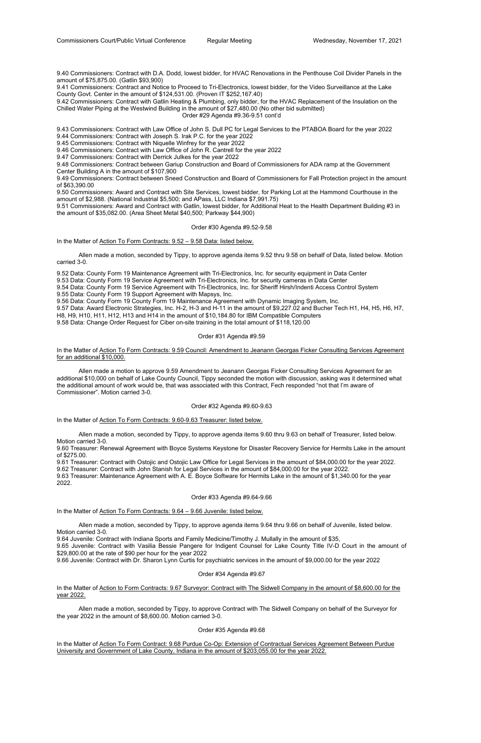9.40 Commissioners: Contract with D.A. Dodd, lowest bidder, for HVAC Renovations in the Penthouse Coil Divider Panels in the amount of $75,875.00. (Gatlin $93,900)

9.41 Commissioners: Contract and Notice to Proceed to Tri-Electronics, lowest bidder, for the Video Surveillance at the Lake County Govt. Center in the amount of $124,531.00. (Proven IT $252,167.40)

9.42 Commissioners: Contract with Gatlin Heating & Plumbing, only bidder, for the HVAC Replacement of the Insulation on the Chilled Water Piping at the Westwind Building in the amount of $27,480.00 (No other bid submitted)

Order #29 Agenda #9.36-9.51 cont'd

9.43 Commissioners: Contract with Law Office of John S. Dull PC for Legal Services to the PTABOA Board for the year 2022

9.44 Commissioners: Contract with Joseph S. Irak P.C. for the year 2022

9.45 Commissioners: Contract with Niquelle Winfrey for the year 2022

9.46 Commissioners: Contract with Law Office of John R. Cantrell for the year 2022

9.47 Commissioners: Contract with Derrick Julkes for the year 2022

9.48 Commissioners: Contract between Gariup Construction and Board of Commissioners for ADA ramp at the Government Center Building A in the amount of $107,900

9.49 Commissioners: Contract between Sneed Construction and Board of Commissioners for Fall Protection project in the amount of $63,390.00

9.50 Commissioners: Award and Contract with Site Services, lowest bidder, for Parking Lot at the Hammond Courthouse in the amount of $2,988. (National Industrial $5,500; and APass, LLC Indiana $7,991.75)

9.51 Commissioners: Award and Contract with Gatlin, lowest bidder, for Additional Heat to the Health Department Building #3 in the amount of $35,082.00. (Area Sheet Metal $40,500; Parkway $44,900)

Order #30 Agenda #9.52-9.58

In the Matter of Action To Form Contracts: 9.52 – 9.58 Data: listed below.

Allen made a motion, seconded by Tippy, to approve agenda items 9.52 thru 9.58 on behalf of Data, listed below. Motion carried 3-0.

9.52 Data: County Form 19 Maintenance Agreement with Tri-Electronics, Inc. for security equipment in Data Center

9.53 Data: County Form 19 Service Agreement with Tri-Electronics, Inc. for security cameras in Data Center

9.54 Data: County Form 19 Service Agreement with Tri-Electronics, Inc. for Sheriff Hirsh/Indenti Access Control System

9.55 Data: County Form 19 Support Agreement with Mapsys, Inc.

9.56 Data: County Form 19 County Form 19 Maintenance Agreement with Dynamic Imaging System, Inc.

9.57 Data: Award Electronic Strategies, Inc. H-2, H-3 and H-11 in the amount of $9,227.02 and Bucher Tech H1, H4, H5, H6, H7, H8, H9, H10, H11, H12, H13 and H14 in the amount of $10,184.80 for IBM Compatible Computers

9.58 Data: Change Order Request for Ciber on-site training in the total amount of $118,120.00

Order #31 Agenda #9.59

In the Matter of Action To Form Contracts: 9.59 Council: Amendment to Jeanann Georgas Ficker Consulting Services Agreement for an additional $10,000.

Allen made a motion to approve 9.59 Amendment to Jeanann Georgas Ficker Consulting Services Agreement for an additional $10,000 on behalf of Lake County Council, Tippy seconded the motion with discussion, asking was it determined what the additional amount of work would be, that was associated with this Contract, Fech responded "not that I'm aware of Commissioner". Motion carried 3-0.

Order #32 Agenda #9.60-9.63

In the Matter of Action To Form Contracts: 9.60-9.63 Treasurer: listed below.

Allen made a motion, seconded by Tippy, to approve agenda items 9.60 thru 9.63 on behalf of Treasurer, listed below. Motion carried 3-0.

9.60 Treasurer: Renewal Agreement with Boyce Systems Keystone for Disaster Recovery Service for Hermits Lake in the amount of $275.00.

9.61 Treasurer: Contract with Ostojic and Ostojic Law Office for Legal Services in the amount of $84,000.00 for the year 2022.

9.62 Treasurer: Contract with John Stanish for Legal Services in the amount of $84,000.00 for the year 2022.

9.63 Treasurer: Maintenance Agreement with A. E. Boyce Software for Hermits Lake in the amount of $1,340.00 for the year 2022.

Order #33 Agenda #9.64-9.66

In the Matter of Action To Form Contracts: 9.64 – 9.66 Juvenile: listed below.

Allen made a motion, seconded by Tippy, to approve agenda items 9.64 thru 9.66 on behalf of Juvenile, listed below. Motion carried 3-0.

9.64 Juvenile: Contract with Indiana Sports and Family Medicine/Timothy J. Mullally in the amount of $35,

9.65 Juvenile: Contract with Vasilia Bessie Pangere for Indigent Counsel for Lake County Title IV-D Court in the amount of $29,800.00 at the rate of $90 per hour for the year 2022

9.66 Juvenile: Contract with Dr. Sharon Lynn Curtis for psychiatric services in the amount of $9,000.00 for the year 2022

Order #34 Agenda #9.67

In the Matter of Action to Form Contracts: 9.67 Surveyor: Contract with The Sidwell Company in the amount of $8,600.00 for the year 2022.

Allen made a motion, seconded by Tippy, to approve Contract with The Sidwell Company on behalf of the Surveyor for the year 2022 in the amount of $8,600.00. Motion carried 3-0.

Order #35 Agenda #9.68

In the Matter of Action To Form Contract: 9.68 Purdue Co-Op: Extension of Contractual Services Agreement Between Purdue University and Government of Lake County, Indiana in the amount of $203,055.00 for the year 2022.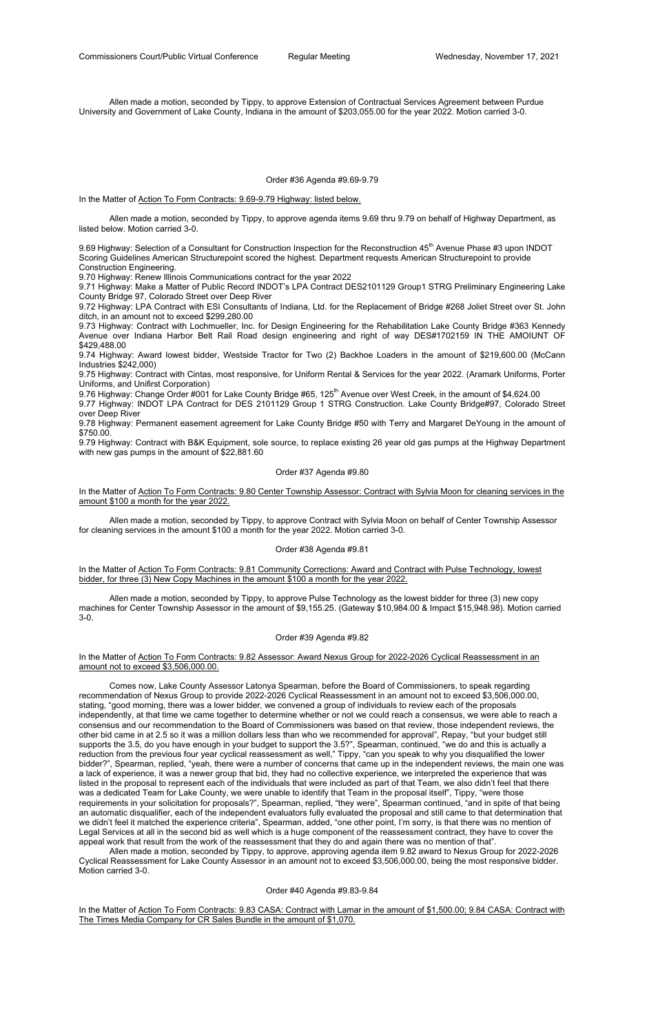Allen made a motion, seconded by Tippy, to approve Extension of Contractual Services Agreement between Purdue University and Government of Lake County, Indiana in the amount of $203,055.00 for the year 2022. Motion carried 3-0.

Order #36 Agenda #9.69-9.79

In the Matter of Action To Form Contracts: 9.69-9.79 Highway: listed below.

Allen made a motion, seconded by Tippy, to approve agenda items 9.69 thru 9.79 on behalf of Highway Department, as listed below. Motion carried 3-0.

9.69 Highway: Selection of a Consultant for Construction Inspection for the Reconstruction 45th Avenue Phase #3 upon INDOT Scoring Guidelines American Structurepoint scored the highest. Department requests American Structurepoint to provide Construction Engineering.
9.70 Highway: Renew Illinois Communications contract for the year 2022
9.71 Highway: Make a Matter of Public Record INDOT's LPA Contract DES2101129 Group1 STRG Preliminary Engineering Lake County Bridge 97, Colorado Street over Deep River
9.72 Highway: LPA Contract with ESI Consultants of Indiana, Ltd. for the Replacement of Bridge #268 Joliet Street over St. John ditch, in an amount not to exceed $299,280.00
9.73 Highway: Contract with Lochmueller, Inc. for Design Engineering for the Rehabilitation Lake County Bridge #363 Kennedy Avenue over Indiana Harbor Belt Rail Road design engineering and right of way DES#1702159 IN THE AMOIUNT OF $429,488.00
9.74 Highway: Award lowest bidder, Westside Tractor for Two (2) Backhoe Loaders in the amount of $219,600.00 (McCann Industries $242,000)
9.75 Highway: Contract with Cintas, most responsive, for Uniform Rental & Services for the year 2022. (Aramark Uniforms, Porter Uniforms, and Unifirst Corporation)
9.76 Highway: Change Order #001 for Lake County Bridge #65, 125th Avenue over West Creek, in the amount of $4,624.00
9.77 Highway: INDOT LPA Contract for DES 2101129 Group 1 STRG Construction. Lake County Bridge#97, Colorado Street over Deep River
9.78 Highway: Permanent easement agreement for Lake County Bridge #50 with Terry and Margaret DeYoung in the amount of $750.00.
9.79 Highway: Contract with B&K Equipment, sole source, to replace existing 26 year old gas pumps at the Highway Department with new gas pumps in the amount of $22,881.60

Order #37 Agenda #9.80

In the Matter of Action To Form Contracts: 9.80 Center Township Assessor: Contract with Sylvia Moon for cleaning services in the amount $100 a month for the year 2022.

Allen made a motion, seconded by Tippy, to approve Contract with Sylvia Moon on behalf of Center Township Assessor for cleaning services in the amount $100 a month for the year 2022. Motion carried 3-0.

Order #38 Agenda #9.81

In the Matter of Action To Form Contracts: 9.81 Community Corrections: Award and Contract with Pulse Technology, lowest bidder, for three (3) New Copy Machines in the amount $100 a month for the year 2022.

Allen made a motion, seconded by Tippy, to approve Pulse Technology as the lowest bidder for three (3) new copy machines for Center Township Assessor in the amount of $9,155.25. (Gateway $10,984.00 & Impact $15,948.98). Motion carried 3-0.

Order #39 Agenda #9.82

In the Matter of Action To Form Contracts: 9.82 Assessor: Award Nexus Group for 2022-2026 Cyclical Reassessment in an amount not to exceed $3,506,000.00.

Comes now, Lake County Assessor Latonya Spearman, before the Board of Commissioners, to speak regarding recommendation of Nexus Group to provide 2022-2026 Cyclical Reassessment in an amount not to exceed $3,506,000.00, stating, "good morning, there was a lower bidder, we convened a group of individuals to review each of the proposals independently, at that time we came together to determine whether or not we could reach a consensus, we were able to reach a consensus and our recommendation to the Board of Commissioners was based on that review, those independent reviews, the other bid came in at 2.5 so it was a million dollars less than who we recommended for approval", Repay, "but your budget still supports the 3.5, do you have enough in your budget to support the 3.5?", Spearman, continued, "we do and this is actually a reduction from the previous four year cyclical reassessment as well," Tippy, "can you speak to why you disqualified the lower bidder?", Spearman, replied, "yeah, there were a number of concerns that came up in the independent reviews, the main one was a lack of experience, it was a newer group that bid, they had no collective experience, we interpreted the experience that was listed in the proposal to represent each of the individuals that were included as part of that Team, we also didn't feel that there was a dedicated Team for Lake County, we were unable to identify that Team in the proposal itself", Tippy, "were those requirements in your solicitation for proposals?", Spearman, replied, "they were", Spearman continued, "and in spite of that being an automatic disqualifier, each of the independent evaluators fully evaluated the proposal and still came to that determination that we didn't feel it matched the experience criteria", Spearman, added, "one other point, I'm sorry, is that there was no mention of Legal Services at all in the second bid as well which is a huge component of the reassessment contract, they have to cover the appeal work that result from the work of the reassessment that they do and again there was no mention of that".

Allen made a motion, seconded by Tippy, to approve, approving agenda item 9.82 award to Nexus Group for 2022-2026 Cyclical Reassessment for Lake County Assessor in an amount not to exceed $3,506,000.00, being the most responsive bidder. Motion carried 3-0.

Order #40 Agenda #9.83-9.84

In the Matter of Action To Form Contracts: 9.83 CASA: Contract with Lamar in the amount of $1,500.00; 9.84 CASA: Contract with The Times Media Company for CR Sales Bundle in the amount of $1,070.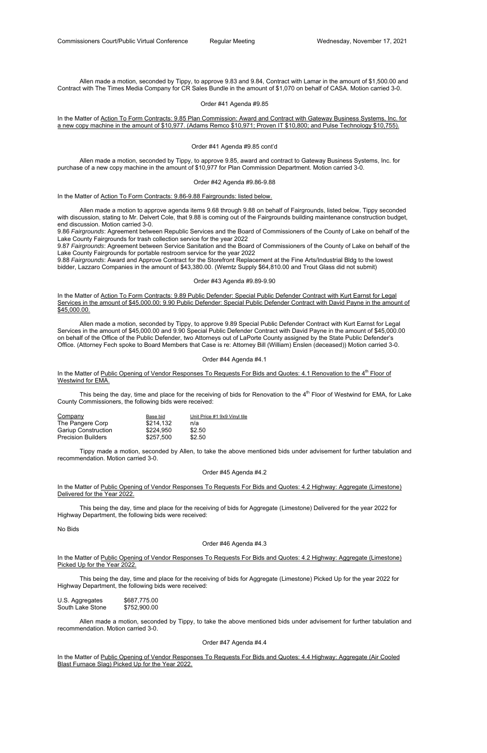Allen made a motion, seconded by Tippy, to approve 9.83 and 9.84, Contract with Lamar in the amount of $1,500.00 and Contract with The Times Media Company for CR Sales Bundle in the amount of $1,070 on behalf of CASA. Motion carried 3-0.

Order #41 Agenda #9.85

In the Matter of Action To Form Contracts: 9.85 Plan Commission: Award and Contract with Gateway Business Systems, Inc. for a new copy machine in the amount of $10,977. (Adams Remco $10,971; Proven IT $10,800; and Pulse Technology $10,755).

Order #41 Agenda #9.85 cont'd

Allen made a motion, seconded by Tippy, to approve 9.85, award and contract to Gateway Business Systems, Inc. for purchase of a new copy machine in the amount of $10,977 for Plan Commission Department. Motion carried 3-0.

Order #42 Agenda #9.86-9.88

In the Matter of Action To Form Contracts: 9.86-9.88 Fairgrounds: listed below.

Allen made a motion to approve agenda items 9.68 through 9.88 on behalf of Fairgrounds, listed below, Tippy seconded with discussion, stating to Mr. Delvert Cole, that 9.88 is coming out of the Fairgrounds building maintenance construction budget, end discussion. Motion carried 3-0.

9.86 *Fairgrounds*: Agreement between Republic Services and the Board of Commissioners of the County of Lake on behalf of the Lake County Fairgrounds for trash collection service for the year 2022

9.87 *Fairgrounds*: Agreement between Service Sanitation and the Board of Commissioners of the County of Lake on behalf of the Lake County Fairgrounds for portable restroom service for the year 2022

9.88 *Fairgrounds*: Award and Approve Contract for the Storefront Replacement at the Fine Arts/Industrial Bldg to the lowest bidder, Lazzaro Companies in the amount of $43,380.00. (Werntz Supply $64,810.00 and Trout Glass did not submit)

Order #43 Agenda #9.89-9.90

In the Matter of Action To Form Contracts: 9.89 Public Defender: Special Public Defender Contract with Kurt Earnst for Legal Services in the amount of $45,000.00; 9.90 Public Defender: Special Public Defender Contract with David Payne in the amount of $45,000.00.

Allen made a motion, seconded by Tippy, to approve 9.89 Special Public Defender Contract with Kurt Earnst for Legal Services in the amount of $45,000.00 and 9.90 Special Public Defender Contract with David Payne in the amount of $45,000.00 on behalf of the Office of the Public Defender, two Attorneys out of LaPorte County assigned by the State Public Defender's Office. (Attorney Fech spoke to Board Members that Case is re: Attorney Bill (William) Enslen (deceased)) Motion carried 3-0.

Order #44 Agenda #4.1

In the Matter of Public Opening of Vendor Responses To Requests For Bids and Quotes: 4.1 Renovation to the 4th Floor of Westwind for EMA.

This being the day, time and place for the receiving of bids for Renovation to the 4th Floor of Westwind for EMA, for Lake County Commissioners, the following bids were received:

| Company | Base bid | Unit Price #1 9x9 Vinyl tile |
|---|---|---|
| The Pangere Corp | $214,132 | n/a |
| Gariup Construction | $224,950 | $2.50 |
| Precision Builders | $257,500 | $2.50 |

Tippy made a motion, seconded by Allen, to take the above mentioned bids under advisement for further tabulation and recommendation. Motion carried 3-0.

Order #45 Agenda #4.2

In the Matter of Public Opening of Vendor Responses To Requests For Bids and Quotes: 4.2 Highway: Aggregate (Limestone) Delivered for the Year 2022.

This being the day, time and place for the receiving of bids for Aggregate (Limestone) Delivered for the year 2022 for Highway Department, the following bids were received:

No Bids

Order #46 Agenda #4.3

In the Matter of Public Opening of Vendor Responses To Requests For Bids and Quotes: 4.2 Highway: Aggregate (Limestone) Picked Up for the Year 2022.

This being the day, time and place for the receiving of bids for Aggregate (Limestone) Picked Up for the year 2022 for Highway Department, the following bids were received:

| | |
|---|---|
| U.S. Aggregates | $687,775.00 |
| South Lake Stone | $752,900.00 |

Allen made a motion, seconded by Tippy, to take the above mentioned bids under advisement for further tabulation and recommendation. Motion carried 3-0.

Order #47 Agenda #4.4

In the Matter of Public Opening of Vendor Responses To Requests For Bids and Quotes: 4.4 Highway: Aggregate (Air Cooled Blast Furnace Slag) Picked Up for the Year 2022.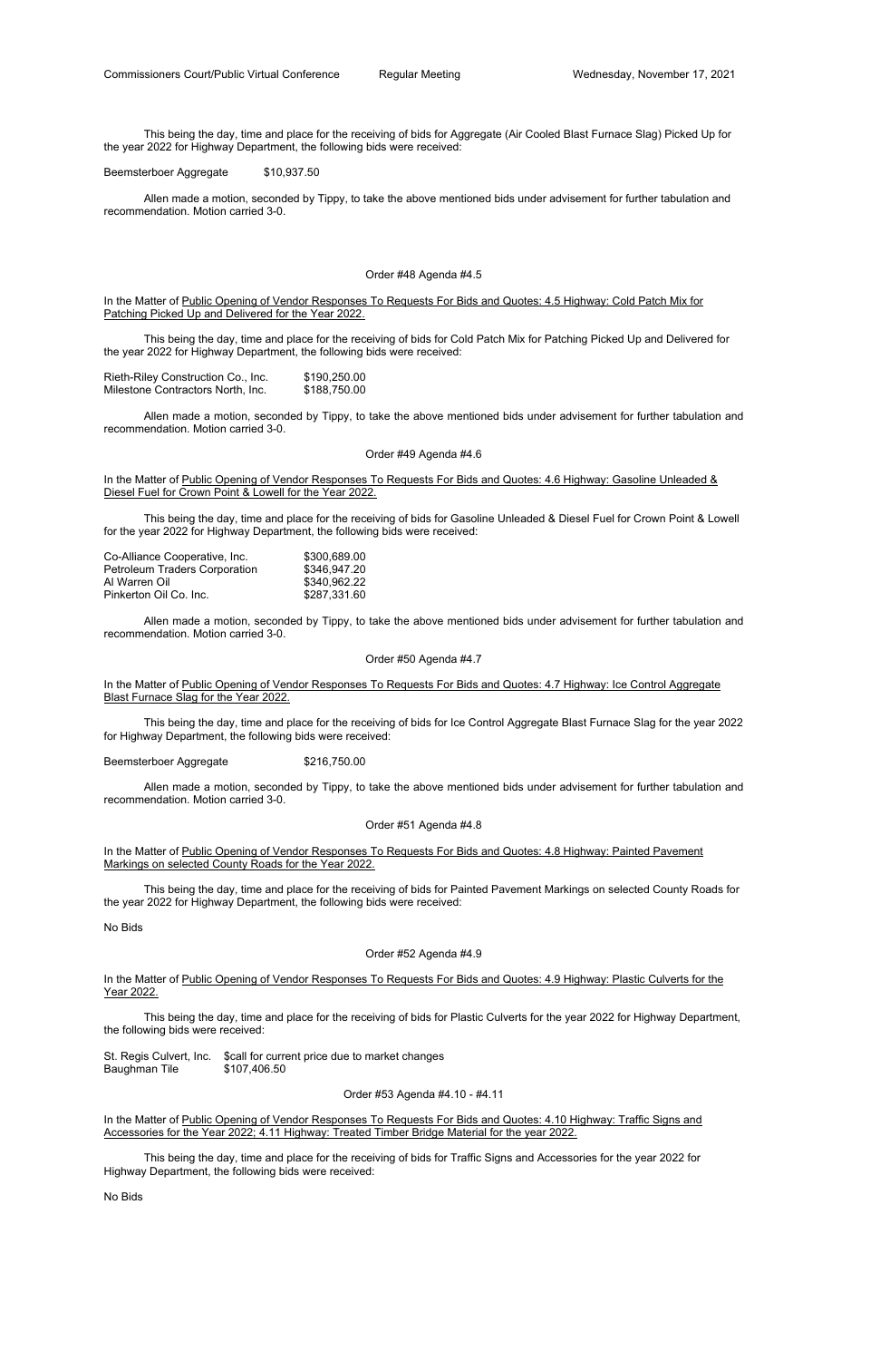This being the day, time and place for the receiving of bids for Aggregate (Air Cooled Blast Furnace Slag) Picked Up for the year 2022 for Highway Department, the following bids were received:

Beemsterboer Aggregate $10,937.50

Allen made a motion, seconded by Tippy, to take the above mentioned bids under advisement for further tabulation and recommendation. Motion carried 3-0.

Order #48 Agenda #4.5

In the Matter of Public Opening of Vendor Responses To Requests For Bids and Quotes: 4.5 Highway: Cold Patch Mix for Patching Picked Up and Delivered for the Year 2022.

This being the day, time and place for the receiving of bids for Cold Patch Mix for Patching Picked Up and Delivered for the year 2022 for Highway Department, the following bids were received:

| | |
|---|---|
| Rieth-Riley Construction Co., Inc. | $190,250.00 |
| Milestone Contractors North, Inc. | $188,750.00 |

Allen made a motion, seconded by Tippy, to take the above mentioned bids under advisement for further tabulation and recommendation. Motion carried 3-0.

Order #49 Agenda #4.6

In the Matter of Public Opening of Vendor Responses To Requests For Bids and Quotes: 4.6 Highway: Gasoline Unleaded & Diesel Fuel for Crown Point & Lowell for the Year 2022.

This being the day, time and place for the receiving of bids for Gasoline Unleaded & Diesel Fuel for Crown Point & Lowell for the year 2022 for Highway Department, the following bids were received:

| | |
|---|---|
| Co-Alliance Cooperative, Inc. | $300,689.00 |
| Petroleum Traders Corporation | $346,947.20 |
| Al Warren Oil | $340,962.22 |
| Pinkerton Oil Co. Inc. | $287,331.60 |

Allen made a motion, seconded by Tippy, to take the above mentioned bids under advisement for further tabulation and recommendation. Motion carried 3-0.

Order #50 Agenda #4.7

In the Matter of Public Opening of Vendor Responses To Requests For Bids and Quotes: 4.7 Highway: Ice Control Aggregate Blast Furnace Slag for the Year 2022.

This being the day, time and place for the receiving of bids for Ice Control Aggregate Blast Furnace Slag for the year 2022 for Highway Department, the following bids were received:

Beemsterboer Aggregate $216,750.00

Allen made a motion, seconded by Tippy, to take the above mentioned bids under advisement for further tabulation and recommendation. Motion carried 3-0.

Order #51 Agenda #4.8

In the Matter of Public Opening of Vendor Responses To Requests For Bids and Quotes: 4.8 Highway: Painted Pavement Markings on selected County Roads for the Year 2022.

This being the day, time and place for the receiving of bids for Painted Pavement Markings on selected County Roads for the year 2022 for Highway Department, the following bids were received:

No Bids

Order #52 Agenda #4.9

In the Matter of Public Opening of Vendor Responses To Requests For Bids and Quotes: 4.9 Highway: Plastic Culverts for the Year 2022.

This being the day, time and place for the receiving of bids for Plastic Culverts for the year 2022 for Highway Department, the following bids were received:

| | |
|---|---|
| St. Regis Culvert, Inc. | $call for current price due to market changes |
| Baughman Tile | $107,406.50 |

Order #53 Agenda #4.10 - #4.11

In the Matter of Public Opening of Vendor Responses To Requests For Bids and Quotes: 4.10 Highway: Traffic Signs and Accessories for the Year 2022; 4.11 Highway: Treated Timber Bridge Material for the year 2022.

This being the day, time and place for the receiving of bids for Traffic Signs and Accessories for the year 2022 for Highway Department, the following bids were received:

No Bids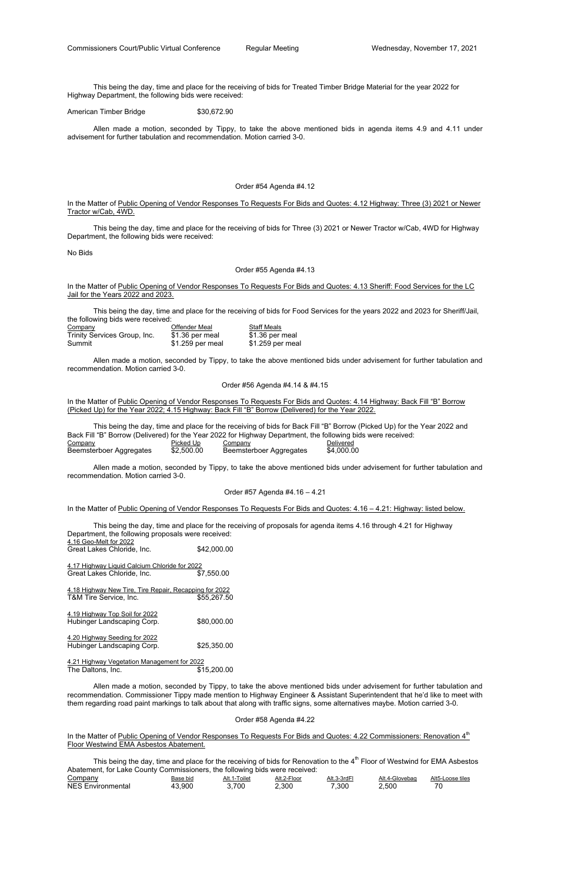This being the day, time and place for the receiving of bids for Treated Timber Bridge Material for the year 2022 for Highway Department, the following bids were received:

American Timber Bridge $30,672.90

Allen made a motion, seconded by Tippy, to take the above mentioned bids in agenda items 4.9 and 4.11 under advisement for further tabulation and recommendation. Motion carried 3-0.

Order #54 Agenda #4.12

In the Matter of Public Opening of Vendor Responses To Requests For Bids and Quotes: 4.12 Highway: Three (3) 2021 or Newer Tractor w/Cab, 4WD.

This being the day, time and place for the receiving of bids for Three (3) 2021 or Newer Tractor w/Cab, 4WD for Highway Department, the following bids were received:

No Bids

Order #55 Agenda #4.13

In the Matter of Public Opening of Vendor Responses To Requests For Bids and Quotes: 4.13 Sheriff: Food Services for the LC Jail for the Years 2022 and 2023.

This being the day, time and place for the receiving of bids for Food Services for the years 2022 and 2023 for Sheriff/Jail, the following bids were received:

| Company | Offender Meal | Staff Meals |
|---|---|---|
| Trinity Services Group, Inc. | $1.36 per meal | $1.36 per meal |
| Summit | $1.259 per meal | $1.259 per meal |

Allen made a motion, seconded by Tippy, to take the above mentioned bids under advisement for further tabulation and recommendation. Motion carried 3-0.

Order #56 Agenda #4.14 & #4.15

In the Matter of Public Opening of Vendor Responses To Requests For Bids and Quotes: 4.14 Highway: Back Fill "B" Borrow (Picked Up) for the Year 2022; 4.15 Highway: Back Fill "B" Borrow (Delivered) for the Year 2022.

This being the day, time and place for the receiving of bids for Back Fill "B" Borrow (Picked Up) for the Year 2022 and Back Fill "B" Borrow (Delivered) for the Year 2022 for Highway Department, the following bids were received:

| Company | Picked Up | Company | Delivered |
|---|---|---|---|
| Beemsterboer Aggregates | $2,500.00 | Beemsterboer Aggregates | $4,000.00 |

Allen made a motion, seconded by Tippy, to take the above mentioned bids under advisement for further tabulation and recommendation. Motion carried 3-0.

Order #57 Agenda #4.16 – 4.21

In the Matter of Public Opening of Vendor Responses To Requests For Bids and Quotes: 4.16 – 4.21: Highway: listed below.

This being the day, time and place for the receiving of proposals for agenda items 4.16 through 4.21 for Highway Department, the following proposals were received:

4.16 Geo-Melt for 2022
Great Lakes Chloride, Inc. $42,000.00

4.17 Highway Liquid Calcium Chloride for 2022
Great Lakes Chloride, Inc. $7,550.00

4.18 Highway New Tire, Tire Repair, Recapping for 2022
T&M Tire Service, Inc. $55,267.50

4.19 Highway Top Soil for 2022
Hubinger Landscaping Corp. $80,000.00

4.20 Highway Seeding for 2022
Hubinger Landscaping Corp. $25,350.00

4.21 Highway Vegetation Management for 2022
The Daltons, Inc. $15,200.00

Allen made a motion, seconded by Tippy, to take the above mentioned bids under advisement for further tabulation and recommendation. Commissioner Tippy made mention to Highway Engineer & Assistant Superintendent that he'd like to meet with them regarding road paint markings to talk about that along with traffic signs, some alternatives maybe. Motion carried 3-0.

Order #58 Agenda #4.22

In the Matter of Public Opening of Vendor Responses To Requests For Bids and Quotes: 4.22 Commissioners: Renovation 4th Floor Westwind EMA Asbestos Abatement.

This being the day, time and place for the receiving of bids for Renovation to the 4th Floor of Westwind for EMA Asbestos Abatement, for Lake County Commissioners, the following bids were received:

| Company | Base bid | Alt.1-Toilet | Alt.2-Floor | Alt.3-3rdFl | Alt.4-Glovebag | Alt5-Loose tiles |
|---|---|---|---|---|---|---|
| NES Environmental | 43,900 | 3,700 | 2,300 | 7,300 | 2,500 | 70 |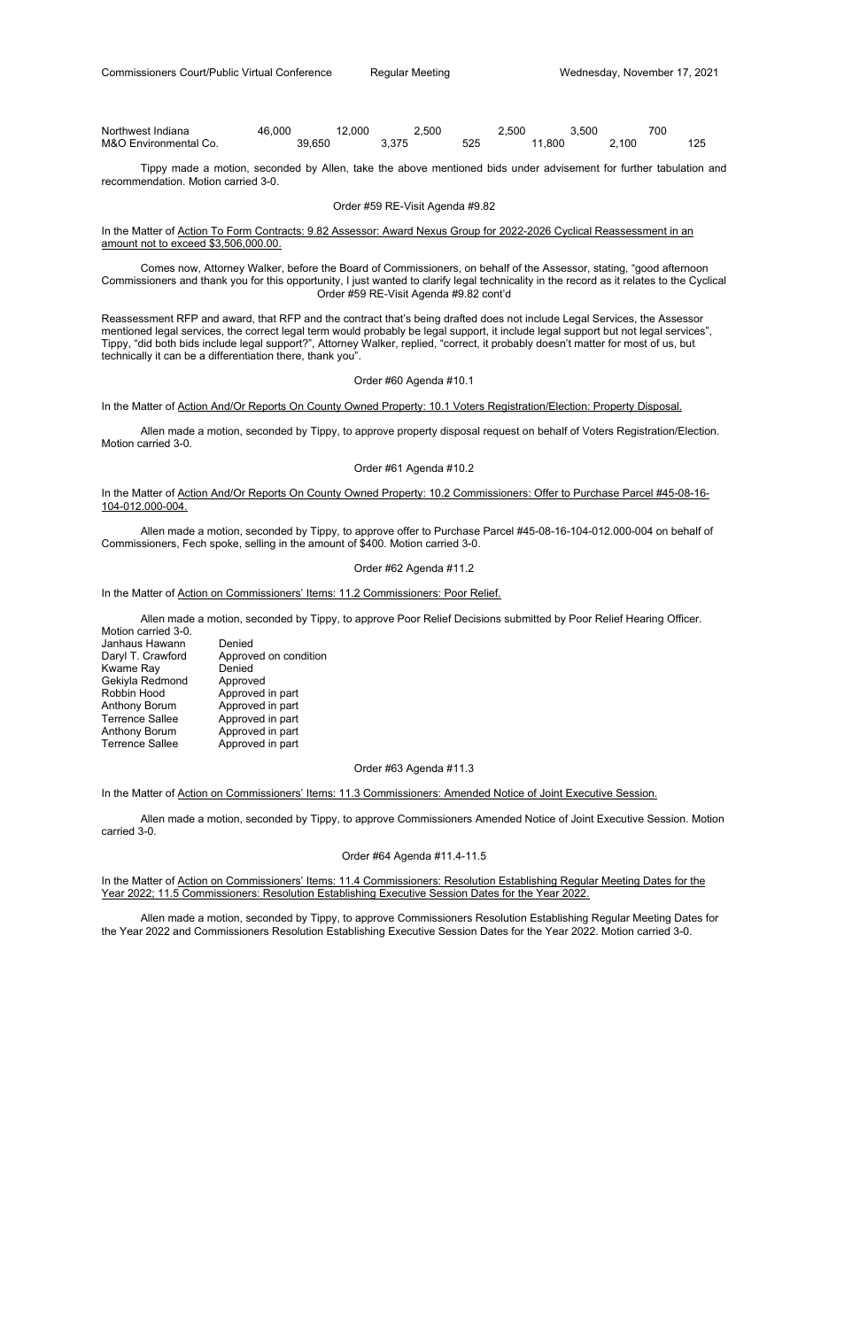| Northwest Indiana | 46,000 | | 12,000 | | 2,500 | | 2,500 | | 3,500 | | 700 | |
|---|---|---|---|---|---|---|---|---|---|---|---|---|
| M&O Environmental Co. | | 39,650 | | 3,375 | | 525 | | 11,800 | | 2,100 | | 125 |

Tippy made a motion, seconded by Allen, take the above mentioned bids under advisement for further tabulation and recommendation. Motion carried 3-0.

Order #59 RE-Visit Agenda #9.82

In the Matter of Action To Form Contracts: 9.82 Assessor: Award Nexus Group for 2022-2026 Cyclical Reassessment in an amount not to exceed $3,506,000.00.

Comes now, Attorney Walker, before the Board of Commissioners, on behalf of the Assessor, stating, "good afternoon Commissioners and thank you for this opportunity, I just wanted to clarify legal technicality in the record as it relates to the Cyclical

Order #59 RE-Visit Agenda #9.82 cont'd

Reassessment RFP and award, that RFP and the contract that's being drafted does not include Legal Services, the Assessor mentioned legal services, the correct legal term would probably be legal support, it include legal support but not legal services", Tippy, "did both bids include legal support?", Attorney Walker, replied, "correct, it probably doesn't matter for most of us, but technically it can be a differentiation there, thank you".

Order #60 Agenda #10.1

In the Matter of Action And/Or Reports On County Owned Property: 10.1 Voters Registration/Election: Property Disposal.

Allen made a motion, seconded by Tippy, to approve property disposal request on behalf of Voters Registration/Election. Motion carried 3-0.

Order #61 Agenda #10.2

In the Matter of Action And/Or Reports On County Owned Property: 10.2 Commissioners: Offer to Purchase Parcel #45-08-16-104-012.000-004.

Allen made a motion, seconded by Tippy, to approve offer to Purchase Parcel #45-08-16-104-012.000-004 on behalf of Commissioners, Fech spoke, selling in the amount of $400. Motion carried 3-0.

Order #62 Agenda #11.2

In the Matter of Action on Commissioners' Items: 11.2 Commissioners: Poor Relief.

Allen made a motion, seconded by Tippy, to approve Poor Relief Decisions submitted by Poor Relief Hearing Officer. Motion carried 3-0.

| | |
|---|---|
| Janhaus Hawann | Denied |
| Daryl T. Crawford | Approved on condition |
| Kwame Ray | Denied |
| Gekiyla Redmond | Approved |
| Robbin Hood | Approved in part |
| Anthony Borum | Approved in part |
| Terrence Sallee | Approved in part |
| Anthony Borum | Approved in part |
| Terrence Sallee | Approved in part |

Order #63 Agenda #11.3

In the Matter of Action on Commissioners' Items: 11.3 Commissioners: Amended Notice of Joint Executive Session.

Allen made a motion, seconded by Tippy, to approve Commissioners Amended Notice of Joint Executive Session. Motion carried 3-0.

Order #64 Agenda #11.4-11.5

In the Matter of Action on Commissioners' Items: 11.4 Commissioners: Resolution Establishing Regular Meeting Dates for the Year 2022; 11.5 Commissioners: Resolution Establishing Executive Session Dates for the Year 2022.

Allen made a motion, seconded by Tippy, to approve Commissioners Resolution Establishing Regular Meeting Dates for the Year 2022 and Commissioners Resolution Establishing Executive Session Dates for the Year 2022. Motion carried 3-0.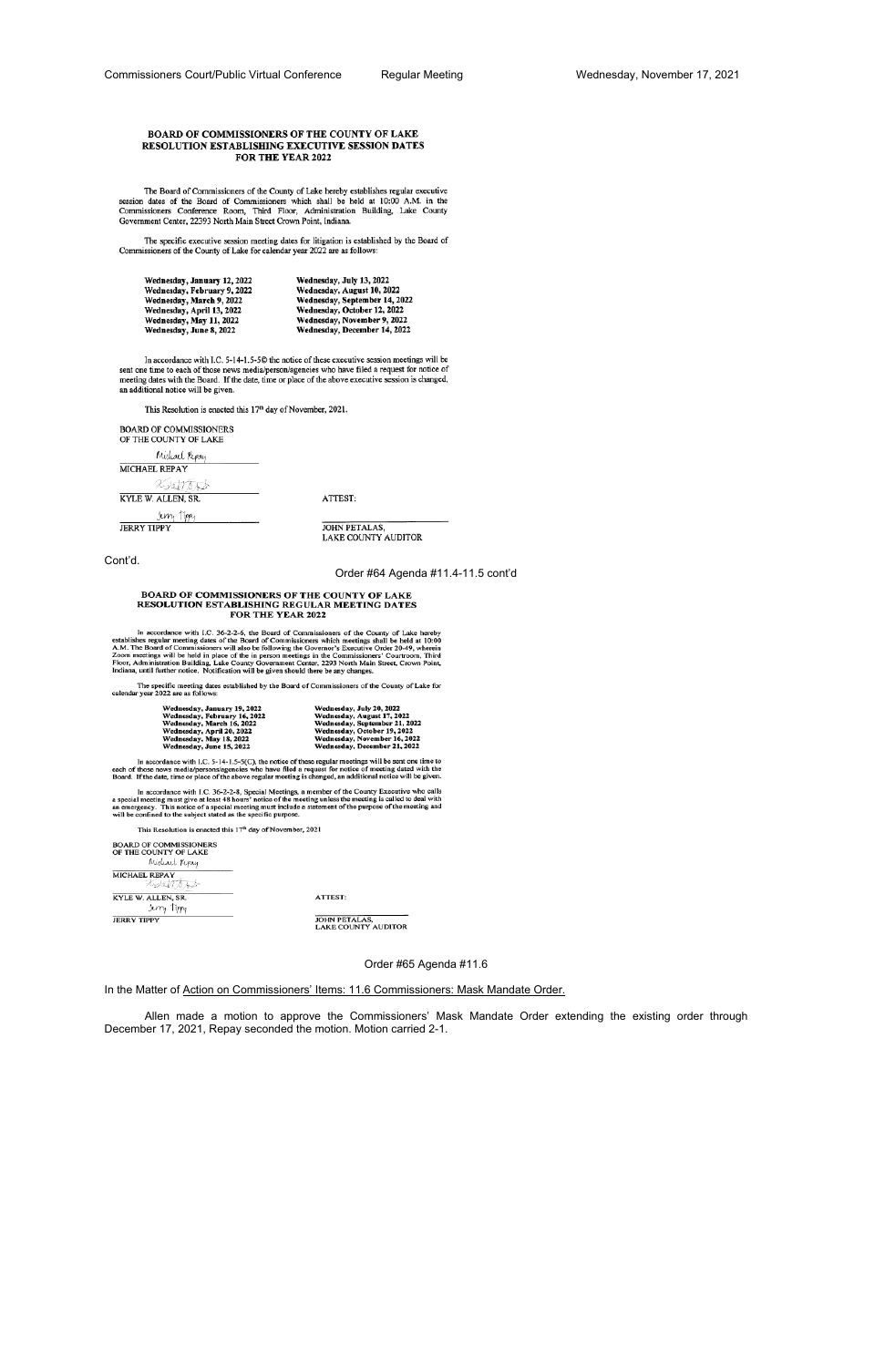### BOARD OF COMMISSIONERS OF THE COUNTY OF LAKE
### RESOLUTION ESTABLISHING EXECUTIVE SESSION DATES
### FOR THE YEAR 2022

The Board of Commissioners of the County of Lake hereby establishes regular executive session dates of the Board of Commissioners which shall be held at 10:00 A.M. in the Commissioners Conference Room, Third Floor, Administration Building, Lake County Government Center, 22393 North Main Street Crown Point, Indiana.

The specific executive session meeting dates for litigation is established by the Board of Commissioners of the County of Lake for calendar year 2022 are as follows:

| | |
|---|---|
| **Wednesday, January 12, 2022** | **Wednesday, July 13, 2022** |
| **Wednesday, February 9, 2022** | **Wednesday, August 10, 2022** |
| **Wednesday, March 9, 2022** | **Wednesday, September 14, 2022** |
| **Wednesday, April 13, 2022** | **Wednesday, October 12, 2022** |
| **Wednesday, May 11, 2022** | **Wednesday, November 9, 2022** |
| **Wednesday, June 8, 2022** | **Wednesday, December 14, 2022** |

In accordance with I.C. 5-14-1.5-5© the notice of these executive session meetings will be sent one time to each of those news media/person/agencies who have filed a request for notice of meeting dates with the Board. If the date, time or place of the above executive session is changed, an additional notice will be given.

This Resolution is enacted this 17th day of November, 2021.

BOARD OF COMMISSIONERS
OF THE COUNTY OF LAKE

MICHAEL REPAY

KYLE W. ALLEN, SR.

JERRY TIPPY

ATTEST:

JOHN PETALAS,
LAKE COUNTY AUDITOR

Cont'd.

Order #64 Agenda #11.4-11.5 cont'd

### BOARD OF COMMISSIONERS OF THE COUNTY OF LAKE
### RESOLUTION ESTABLISHING REGULAR MEETING DATES
### FOR THE YEAR 2022

In accordance with I.C. 36-2-2-6, the Board of Commissioners of the County of Lake hereby establishes regular meeting dates of the Board of Commissioners which meetings shall be held at 10:00 A.M. The Board of Commissioners will also be following the Governor's Executive Order 20-49, wherein Zoom meetings will be held in place of the in person meetings in the Commissioners' Courtroom, Third Floor, Administration Building, Lake County Government Center, 2293 North Main Street, Crown Point, Indiana, until further notice. Notification will be given should there be any changes.

The specific meeting dates established by the Board of Commissioners of the County of Lake for calendar year 2022 are as follows:

| | |
|---|---|
| **Wednesday, January 19, 2022** | **Wednesday, July 20, 2022** |
| **Wednesday, February 16, 2022** | **Wednesday, August 17, 2022** |
| **Wednesday, March 16, 2022** | **Wednesday, September 21, 2022** |
| **Wednesday, April 20, 2022** | **Wednesday, October 19, 2022** |
| **Wednesday, May 18, 2022** | **Wednesday, November 16, 2022** |
| **Wednesday, June 15, 2022** | **Wednesday, December 21, 2022** |

In accordance with I.C. 5-14-1.5-5(C), the notice of these regular meetings will be sent one time to each of those news media/persons/agencies who have filed a request for notice of meeting dated with the Board. If the date, time or place of the above regular meeting is changed, an additional notice will be given.

In accordance with I.C 36-2-2-8, Special Meetings, a member of the County Executive who calls a special meeting must give at least 48 hours' notice of the meeting unless the meeting is called to deal with an emergency. This notice of a special meeting must include a statement of the purpose of the meeting and will be confined to the subject stated as the specific purpose.

This Resolution is enacted this 17th day of November, 2021

BOARD OF COMMISSIONERS
OF THE COUNTY OF LAKE

MICHAEL REPAY

KYLE W. ALLEN, SR.

JERRY TIPPY

ATTEST:

JOHN PETALAS,
LAKE COUNTY AUDITOR

Order #65 Agenda #11.6

In the Matter of Action on Commissioners' Items: 11.6 Commissioners: Mask Mandate Order.

Allen made a motion to approve the Commissioners' Mask Mandate Order extending the existing order through December 17, 2021, Repay seconded the motion. Motion carried 2-1.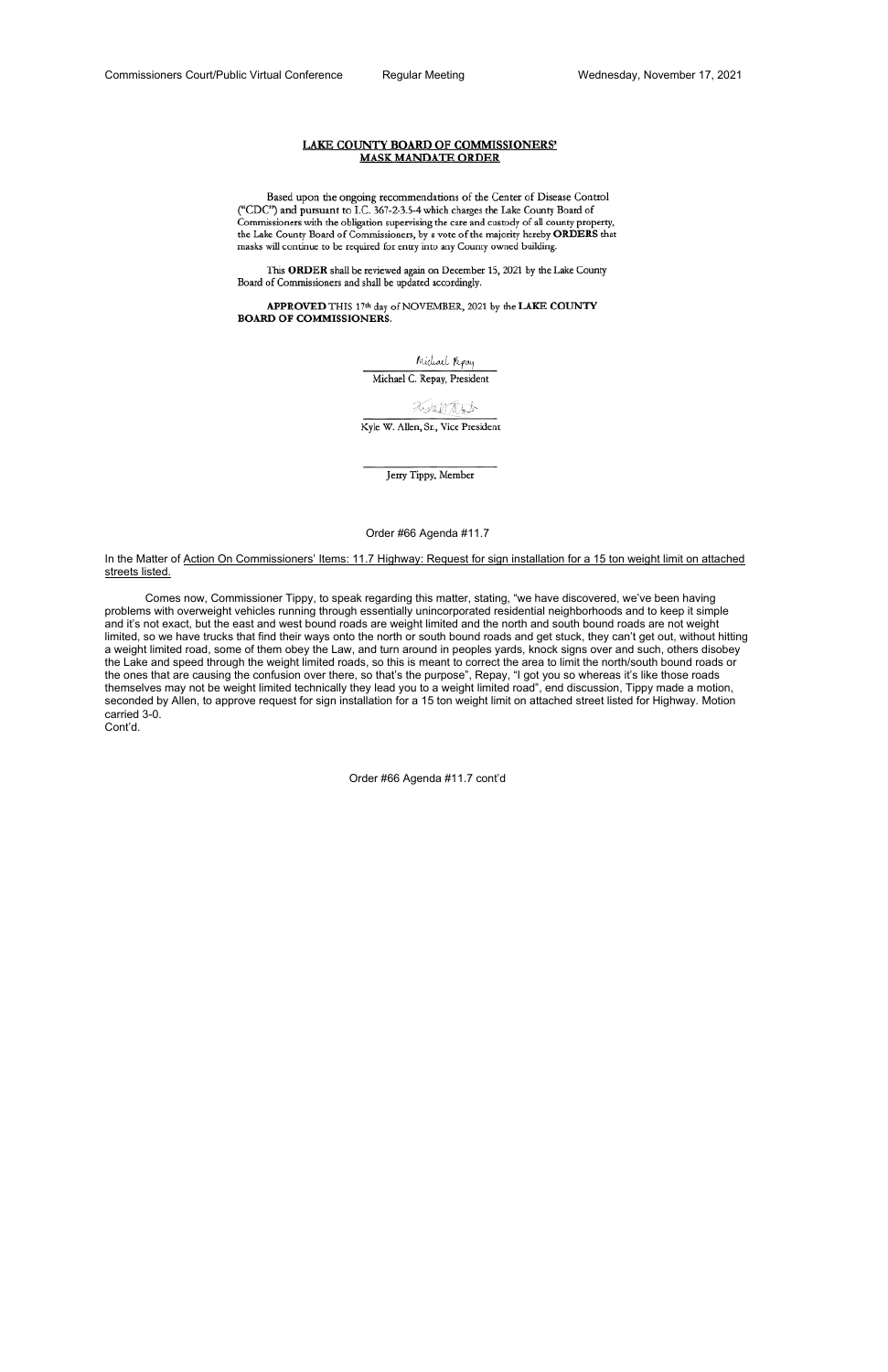**LAKE COUNTY BOARD OF COMMISSIONERS'**
**MASK MANDATE ORDER**

Based upon the ongoing recommendations of the Center of Disease Control ("CDC") and pursuant to I.C. 367-2-3.5-4 which charges the Lake County Board of Commissioners with the obligation supervising the care and custody of all county property, the Lake County Board of Commissioners, by a vote of the majority hereby **ORDERS** that masks will continue to be required for entry into any County owned building.

This **ORDER** shall be reviewed again on December 15, 2021 by the Lake County Board of Commissioners and shall be updated accordingly.

**APPROVED** THIS 17th day of NOVEMBER, 2021 by the **LAKE COUNTY BOARD OF COMMISSIONERS**.

Michael Repay
Michael C. Repay, President

Kyle W. Allen, Sr., Vice President

Jerry Tippy, Member

Order #66 Agenda #11.7

In the Matter of Action On Commissioners' Items: 11.7 Highway: Request for sign installation for a 15 ton weight limit on attached streets listed.

Comes now, Commissioner Tippy, to speak regarding this matter, stating, "we have discovered, we've been having problems with overweight vehicles running through essentially unincorporated residential neighborhoods and to keep it simple and it's not exact, but the east and west bound roads are weight limited and the north and south bound roads are not weight limited, so we have trucks that find their ways onto the north or south bound roads and get stuck, they can't get out, without hitting a weight limited road, some of them obey the Law, and turn around in peoples yards, knock signs over and such, others disobey the Lake and speed through the weight limited roads, so this is meant to correct the area to limit the north/south bound roads or the ones that are causing the confusion over there, so that's the purpose", Repay, "I got you so whereas it's like those roads themselves may not be weight limited technically they lead you to a weight limited road", end discussion, Tippy made a motion, seconded by Allen, to approve request for sign installation for a 15 ton weight limit on attached street listed for Highway. Motion carried 3-0.
Cont'd.

Order #66 Agenda #11.7 cont'd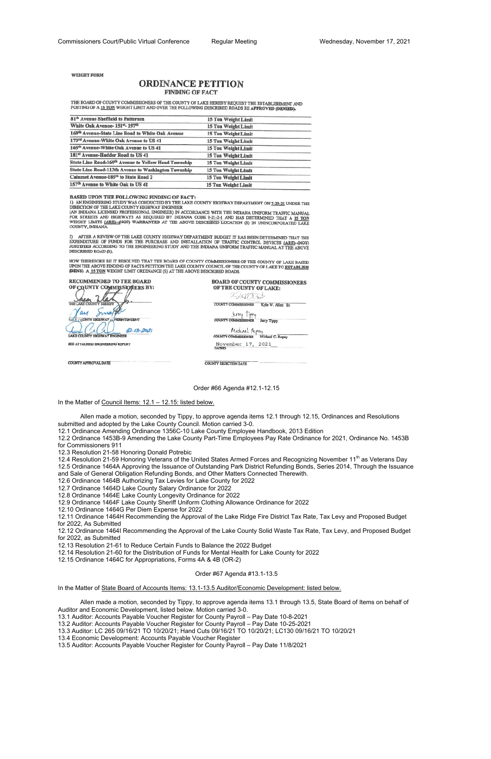WEIGHT FORM

## ORDINANCE PETITION

### FINDING OF FACT

THE BOARD OF COUNTY COMMISSIONERS OF THE COUNTY OF LAKE HEREBY REQUEST THE ESTABLISHMENT AND POSTING OF A 15 TON WEIGHT LIMIT AND OVER THE FOLLOWING DESCRIBED ROADS BE **APPROVED (DENIED).**

| | |
|---|---|
| 81st Avenue Sheffield to Patterson | 15 Ton Weight Limit |
| White Oak Avenue- 151st- 197th | 15 Ton Weight Limit |
| 169th Avenue-State Line Road to White Oak Avenue | 15 Ton Weight Limit |
| 173rd Avenue-White Oak Avenue to US 41 | 15 Ton Weight Limit |
| 165th Avenue-White Oak Avenue to US 41 | 15 Ton Weight Limit |
| 181st Avenue-Hadder Road to US 41 | 15 Ton Weight Limit |
| State Line Road-169th Avenue to Yellow Head Township | 15 Ton Weight Limit |
| State Line Road-113th Avenue to Washington Township | 15 Ton Weight Limit |
| Calumet Avenue-185th to State Road 2 | 15 Ton Weight Limit |
| 157th Avenue to White Oak to US 41 | 15 Ton Weight Limit |

**BASED UPON THE FOLLOWING FINDING OF FACT:**

1) AN ENGINEERING STUDY WAS CONDUCTED BY THE LAKE COUNTY HIGHWAY DEPARTMENT ON 7-29-21 UNDER THE DIRECTION OF THE LAKE COUNTY HIGHWAY ENGINEER (AN INDIANA LICENSED PROFESSIONAL ENGINEER) IN ACCORDANCE WITH THE INDIANA UNIFORM TRAFFIC MANUAL FOR STREETS AND HIGHWAYS AS REQUIRED BY INDIANA CODE 9-21-2-1 AND HAS DETERMINED THAT A 15 TON WEIGHT LIMITS (ARE) (NOT) WARRANTED AT THE ABOVE DESCRIBED LOCATION (S) IN UNINCORPORATED LAKE COUNTY, INDIANA.

2) AFTER A REVIEW OF THE LAKE COUNTY HIGHWAY DEPARTMENT BUDGET IT HAS BEEN DETERMINED THAT THE EXPENDITURE OF FUNDS FOR THE PURCHASE AND INSTALLATION OF TRAFFIC CONTROL DEVICES (ARE) (NOT) JUSTIFIED ACCORDING TO THE ENGINEERING STUDY AND THE INDIANA UNIFORM TRAFFIC MANUAL AT THE ABOVE DESCRIBED ROAD (S).

NOW THEREFORE BE IT RESOLVED THAT THE BOARD OF COUNTY COMMISSIONERS OF THE COUNTY OF LAKE BASED UPON THE ABOVE FINDING OF FACTS PETITION THE LAKE COUNTY COUNCIL OF THE COUNTY OF LAKE TO **ESTABLISH** (DENY) A 15 TON WEIGHT LIMIT ORDINANCE (S) AT THE ABOVE DESCRIBED ROADS.

**RECOMMENDED TO THE BOARD OF COUNTY COMMISSIONERS BY:**

THE LAKE COUNTY SHERIFF

LAKE COUNTY HIGHWAY SUPERINTENDENT

8-13-2021
LAKE COUNTY HIGHWAY ENGINEER

SEE ATTACHED ENGINEERING REPORT

**BOARD OF COUNTY COMMISSIONERS OF THE COUNTY OF LAKE:**

COUNTY COMMISSIONER Kyle W. Allen Sr.

COUNTY COMMISSIONER Jerry Tippy

COUNTY COMMISSIONER Michael C. Repay

November 17, 2021
DATED

COUNTY APPROVAL DATE

COUNTY REJECTION DATE

Order #66 Agenda #12.1-12.15

In the Matter of Council Items: 12.1 – 12.15: listed below.

Allen made a motion, seconded by Tippy, to approve agenda items 12.1 through 12.15, Ordinances and Resolutions submitted and adopted by the Lake County Council. Motion carried 3-0.

12.1 Ordinance Amending Ordinance 1356C-10 Lake County Employee Handbook, 2013 Edition
12.2 Ordinance 1453B-9 Amending the Lake County Part-Time Employees Pay Rate Ordinance for 2021, Ordinance No. 1453B for Commissioners 911
12.3 Resolution 21-58 Honoring Donald Potrebic
12.4 Resolution 21-59 Honoring Veterans of the United States Armed Forces and Recognizing November 11th as Veterans Day
12.5 Ordinance 1464A Approving the Issuance of Outstanding Park District Refunding Bonds, Series 2014, Through the Issuance and Sale of General Obligation Refunding Bonds, and Other Matters Connected Therewith.
12.6 Ordinance 1464B Authorizing Tax Levies for Lake County for 2022
12.7 Ordinance 1464D Lake County Salary Ordinance for 2022
12.8 Ordinance 1464E Lake County Longevity Ordinance for 2022
12.9 Ordinance 1464F Lake County Sheriff Uniform Clothing Allowance Ordinance for 2022
12.10 Ordinance 1464G Per Diem Expense for 2022
12.11 Ordinance 1464H Recommending the Approval of the Lake Ridge Fire District Tax Rate, Tax Levy and Proposed Budget for 2022, As Submitted
12.12 Ordinance 1464I Recommending the Approval of the Lake County Solid Waste Tax Rate, Tax Levy, and Proposed Budget for 2022, as Submitted
12.13 Resolution 21-61 to Reduce Certain Funds to Balance the 2022 Budget
12.14 Resolution 21-60 for the Distribution of Funds for Mental Health for Lake County for 2022
12.15 Ordinance 1464C for Appropriations, Forms 4A & 4B (OR-2)

Order #67 Agenda #13.1-13.5

In the Matter of State Board of Accounts Items: 13.1-13.5 Auditor/Economic Development: listed below.

Allen made a motion, seconded by Tippy, to approve agenda items 13.1 through 13.5, State Board of Items on behalf of Auditor and Economic Development, listed below. Motion carried 3-0.

13.1 Auditor: Accounts Payable Voucher Register for County Payroll – Pay Date 10-8-2021
13.2 Auditor: Accounts Payable Voucher Register for County Payroll – Pay Date 10-25-2021
13.3 Auditor: LC 265 09/16/21 TO 10/20/21; Hand Cuts 09/16/21 TO 10/20/21; LC130 09/16/21 TO 10/20/21
13.4 Economic Development: Accounts Payable Voucher Register
13.5 Auditor: Accounts Payable Voucher Register for County Payroll – Pay Date 11/8/2021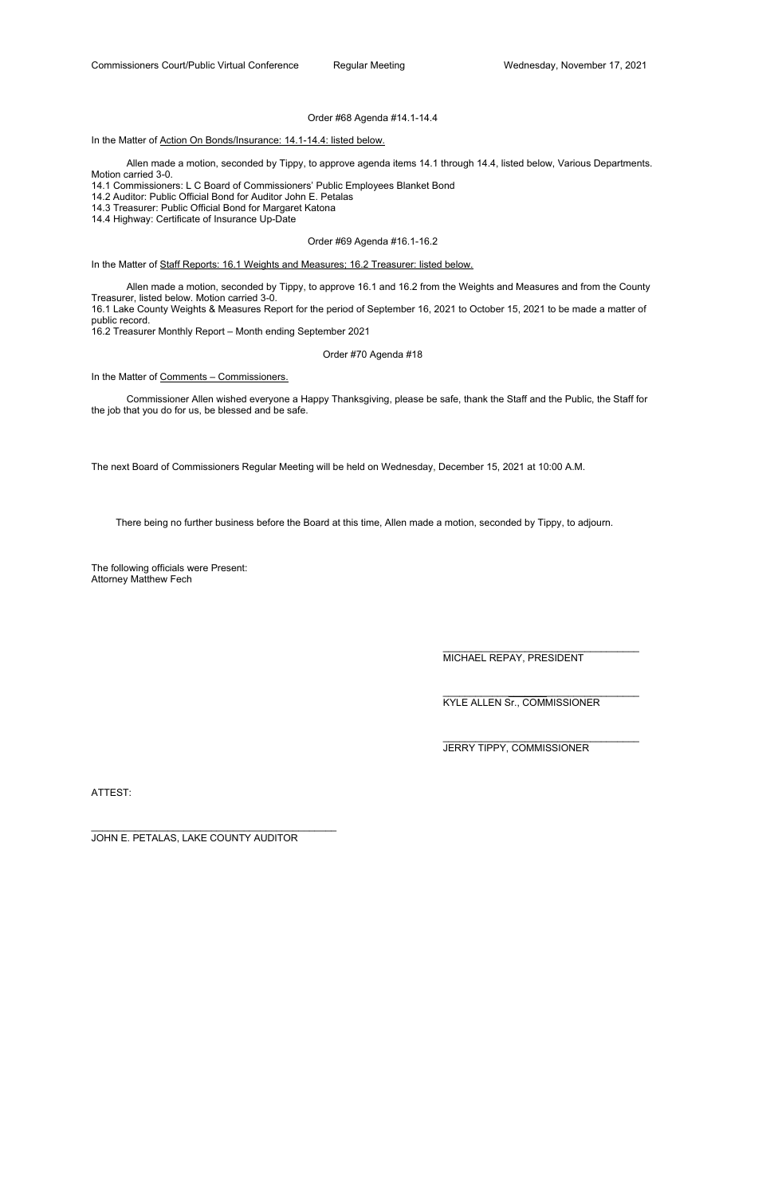Order #68 Agenda #14.1-14.4

In the Matter of Action On Bonds/Insurance: 14.1-14.4: listed below.

Allen made a motion, seconded by Tippy, to approve agenda items 14.1 through 14.4, listed below, Various Departments. Motion carried 3-0.

14.1 Commissioners: L C Board of Commissioners' Public Employees Blanket Bond
14.2 Auditor: Public Official Bond for Auditor John E. Petalas
14.3 Treasurer: Public Official Bond for Margaret Katona
14.4 Highway: Certificate of Insurance Up-Date

Order #69 Agenda #16.1-16.2

In the Matter of Staff Reports: 16.1 Weights and Measures; 16.2 Treasurer: listed below.

Allen made a motion, seconded by Tippy, to approve 16.1 and 16.2 from the Weights and Measures and from the County Treasurer, listed below. Motion carried 3-0.

16.1 Lake County Weights & Measures Report for the period of September 16, 2021 to October 15, 2021 to be made a matter of public record.
16.2 Treasurer Monthly Report – Month ending September 2021

Order #70 Agenda #18

In the Matter of Comments – Commissioners.

Commissioner Allen wished everyone a Happy Thanksgiving, please be safe, thank the Staff and the Public, the Staff for the job that you do for us, be blessed and be safe.

The next Board of Commissioners Regular Meeting will be held on Wednesday, December 15, 2021 at 10:00 A.M.

There being no further business before the Board at this time, Allen made a motion, seconded by Tippy, to adjourn.

The following officials were Present:
Attorney Matthew Fech

\_\_\_\_\_\_\_\_\_\_\_\_\_\_\_\_\_\_\_\_\_\_\_\_\_\_\_\_\_\_\_\_\_\_\_
MICHAEL REPAY, PRESIDENT

\_\_\_\_\_\_\_\_\_\_\_\_\_\_\_\_\_\_\_\_\_\_\_\_\_\_\_\_\_\_\_\_\_\_\_
KYLE ALLEN Sr., COMMISSIONER

\_\_\_\_\_\_\_\_\_\_\_\_\_\_\_\_\_\_\_\_\_\_\_\_\_\_\_\_\_\_\_\_\_\_\_
JERRY TIPPY, COMMISSIONER

ATTEST:

\_\_\_\_\_\_\_\_\_\_\_\_\_\_\_\_\_\_\_\_\_\_\_\_\_\_\_\_\_\_\_\_\_\_\_\_\_\_\_\_\_\_\_\_
JOHN E. PETALAS, LAKE COUNTY AUDITOR